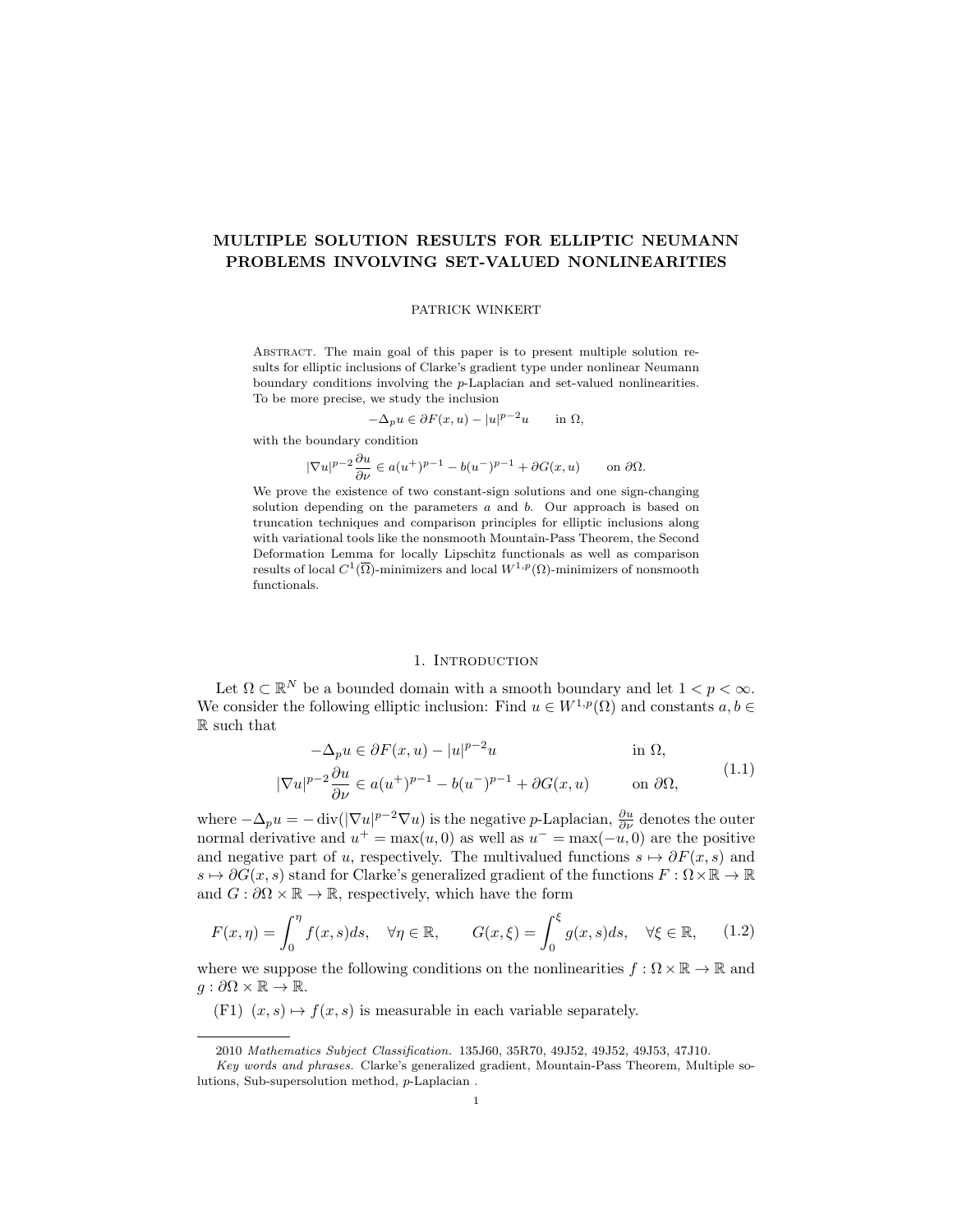# MULTIPLE SOLUTION RESULTS FOR ELLIPTIC NEUMANN PROBLEMS INVOLVING SET-VALUED NONLINEARITIES

PATRICK WINKERT

Abstract. The main goal of this paper is to present multiple solution results for elliptic inclusions of Clarke's gradient type under nonlinear Neumann boundary conditions involving the $p$-Laplacian and set-valued nonlinearities. To be more precise, we study the inclusion

$$-\Delta_p u \in \partial F(x,u) - |u|^{p-2}u \qquad \text{in } \Omega,$$

with the boundary condition

$$|\nabla u|^{p-2}\frac{\partial u}{\partial \nu} \in a(u^+)^{p-1} - b(u^-)^{p-1} + \partial G(x,u) \qquad \text{on } \partial\Omega.$$

We prove the existence of two constant-sign solutions and one sign-changing solution depending on the parameters $a$ and $b$. Our approach is based on truncation techniques and comparison principles for elliptic inclusions along with variational tools like the nonsmooth Mountain-Pass Theorem, the Second Deformation Lemma for locally Lipschitz functionals as well as comparison results of local $C^1(\overline{\Omega})$-minimizers and local $W^{1,p}(\Omega)$-minimizers of nonsmooth functionals.

## 1. Introduction

Let $\Omega \subset \mathbb{R}^N$ be a bounded domain with a smooth boundary and let $1 < p < \infty$. We consider the following elliptic inclusion: Find $u \in W^{1,p}(\Omega)$ and constants $a, b \in \mathbb{R}$ such that

$$\begin{aligned} -\Delta_p u &\in \partial F(x,u) - |u|^{p-2}u && \text{in } \Omega, \\ |\nabla u|^{p-2}\frac{\partial u}{\partial \nu} &\in a(u^+)^{p-1} - b(u^-)^{p-1} + \partial G(x,u) && \text{on } \partial\Omega, \end{aligned} \tag{1.1}$$

where $-\Delta_p u = -\operatorname{div}(|\nabla u|^{p-2}\nabla u)$ is the negative $p$-Laplacian, $\frac{\partial u}{\partial \nu}$ denotes the outer normal derivative and $u^+ = \max(u,0)$ as well as $u^- = \max(-u,0)$ are the positive and negative part of $u$, respectively. The multivalued functions $s \mapsto \partial F(x,s)$ and $s \mapsto \partial G(x,s)$ stand for Clarke's generalized gradient of the functions $F : \Omega \times \mathbb{R} \to \mathbb{R}$ and $G : \partial\Omega \times \mathbb{R} \to \mathbb{R}$, respectively, which have the form

$$F(x,\eta) = \int_0^\eta f(x,s)ds, \quad \forall \eta \in \mathbb{R}, \qquad G(x,\xi) = \int_0^\xi g(x,s)ds, \quad \forall \xi \in \mathbb{R}, \tag{1.2}$$

where we suppose the following conditions on the nonlinearities $f : \Omega \times \mathbb{R} \to \mathbb{R}$ and $g : \partial\Omega \times \mathbb{R} \to \mathbb{R}$.

(F1) $(x,s) \mapsto f(x,s)$ is measurable in each variable separately.

---

2010 *Mathematics Subject Classification.* 135J60, 35R70, 49J52, 49J52, 49J53, 47J10.

*Key words and phrases.* Clarke's generalized gradient, Mountain-Pass Theorem, Multiple solutions, Sub-supersolution method, $p$-Laplacian .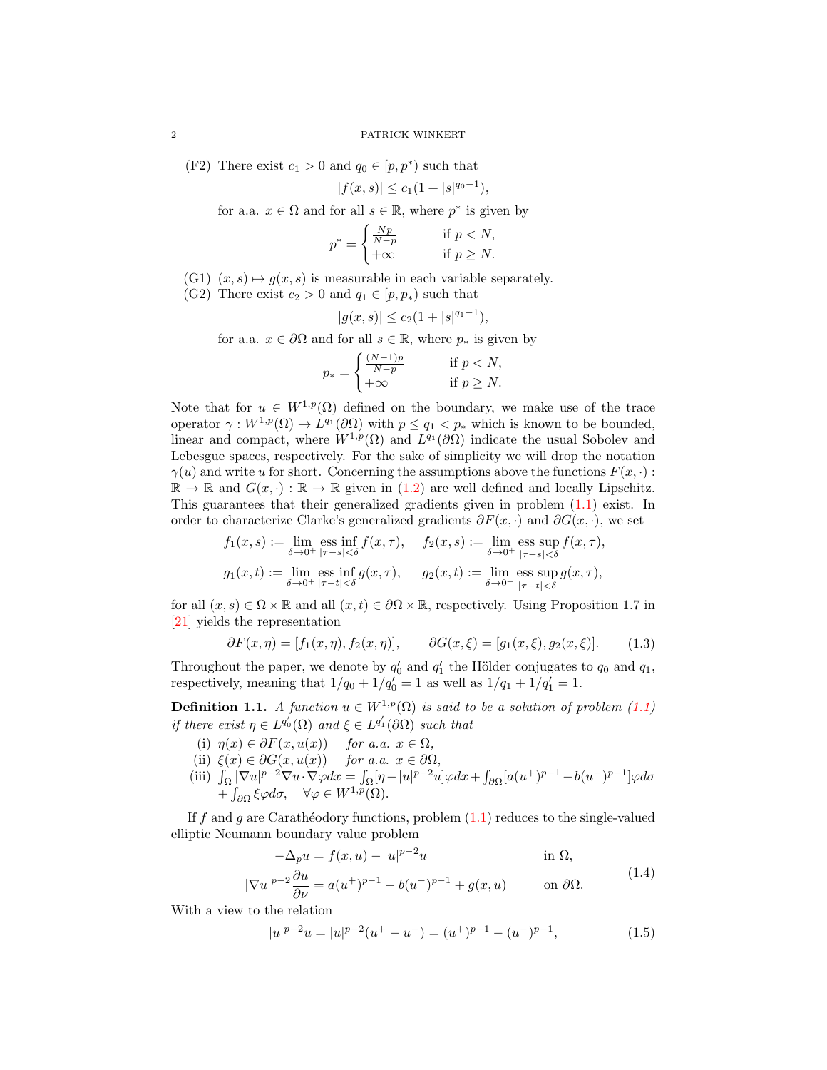(F2) There exist $c_1 > 0$ and $q_0 \in [p, p^*)$ such that

$$|f(x,s)| \leq c_1(1 + |s|^{q_0 - 1}),$$

for a.a. $x \in \Omega$ and for all $s \in \mathbb{R}$, where $p^*$ is given by

$$p^* = \begin{cases} \frac{Np}{N-p} & \text{if } p < N, \\ +\infty & \text{if } p \geq N. \end{cases}$$

(G1) $(x, s) \mapsto g(x, s)$ is measurable in each variable separately.

(G2) There exist $c_2 > 0$ and $q_1 \in [p, p_*)$ such that

$$|g(x,s)| \leq c_2(1 + |s|^{q_1 - 1}),$$

for a.a. $x \in \partial\Omega$ and for all $s \in \mathbb{R}$, where $p_*$ is given by

$$p_* = \begin{cases} \frac{(N-1)p}{N-p} & \text{if } p < N, \\ +\infty & \text{if } p \geq N. \end{cases}$$

Note that for $u \in W^{1,p}(\Omega)$ defined on the boundary, we make use of the trace operator $\gamma : W^{1,p}(\Omega) \to L^{q_1}(\partial\Omega)$ with $p \leq q_1 < p_*$ which is known to be bounded, linear and compact, where $W^{1,p}(\Omega)$ and $L^{q_1}(\partial\Omega)$ indicate the usual Sobolev and Lebesgue spaces, respectively. For the sake of simplicity we will drop the notation $\gamma(u)$ and write $u$ for short. Concerning the assumptions above the functions $F(x, \cdot) : \mathbb{R} \to \mathbb{R}$ and $G(x, \cdot) : \mathbb{R} \to \mathbb{R}$ given in (1.2) are well defined and locally Lipschitz. This guarantees that their generalized gradients given in problem (1.1) exist. In order to characterize Clarke's generalized gradients $\partial F(x, \cdot)$ and $\partial G(x, \cdot)$, we set

$$f_1(x,s) := \lim_{\delta \to 0^+} \operatorname*{ess\,inf}_{|\tau - s| < \delta} f(x,\tau), \quad f_2(x,s) := \lim_{\delta \to 0^+} \operatorname*{ess\,sup}_{|\tau - s| < \delta} f(x,\tau),$$

$$g_1(x,t) := \lim_{\delta \to 0^+} \operatorname*{ess\,inf}_{|\tau - t| < \delta} g(x,\tau), \quad g_2(x,t) := \lim_{\delta \to 0^+} \operatorname*{ess\,sup}_{|\tau - t| < \delta} g(x,\tau),$$

for all $(x, s) \in \Omega \times \mathbb{R}$ and all $(x, t) \in \partial\Omega \times \mathbb{R}$, respectively. Using Proposition 1.7 in [21] yields the representation

$$\partial F(x,\eta) = [f_1(x,\eta), f_2(x,\eta)], \qquad \partial G(x,\xi) = [g_1(x,\xi), g_2(x,\xi)]. \tag{1.3}$$

Throughout the paper, we denote by $q_0'$ and $q_1'$ the Hölder conjugates to $q_0$ and $q_1$, respectively, meaning that $1/q_0 + 1/q_0' = 1$ as well as $1/q_1 + 1/q_1' = 1$.

**Definition 1.1.** *A function $u \in W^{1,p}(\Omega)$ is said to be a solution of problem (1.1) if there exist $\eta \in L^{q_0'}(\Omega)$ and $\xi \in L^{q_1'}(\partial\Omega)$ such that*

(i) $\eta(x) \in \partial F(x, u(x))$ *for a.a.* $x \in \Omega$,

(ii) $\xi(x) \in \partial G(x, u(x))$ *for a.a.* $x \in \partial\Omega$,

(iii) $\int_\Omega |\nabla u|^{p-2} \nabla u \cdot \nabla \varphi dx = \int_\Omega [\eta - |u|^{p-2}u] \varphi dx + \int_{\partial\Omega} [a(u^+)^{p-1} - b(u^-)^{p-1}] \varphi d\sigma + \int_{\partial\Omega} \xi \varphi d\sigma, \quad \forall \varphi \in W^{1,p}(\Omega)$.

If $f$ and $g$ are Carathéodory functions, problem (1.1) reduces to the single-valued elliptic Neumann boundary value problem

$$\begin{aligned} -\Delta_p u &= f(x,u) - |u|^{p-2}u && \text{in } \Omega, \\ |\nabla u|^{p-2} \frac{\partial u}{\partial \nu} &= a(u^+)^{p-1} - b(u^-)^{p-1} + g(x,u) && \text{on } \partial\Omega. \end{aligned} \tag{1.4}$$

With a view to the relation

$$|u|^{p-2}u = |u|^{p-2}(u^+ - u^-) = (u^+)^{p-1} - (u^-)^{p-1}, \tag{1.5}$$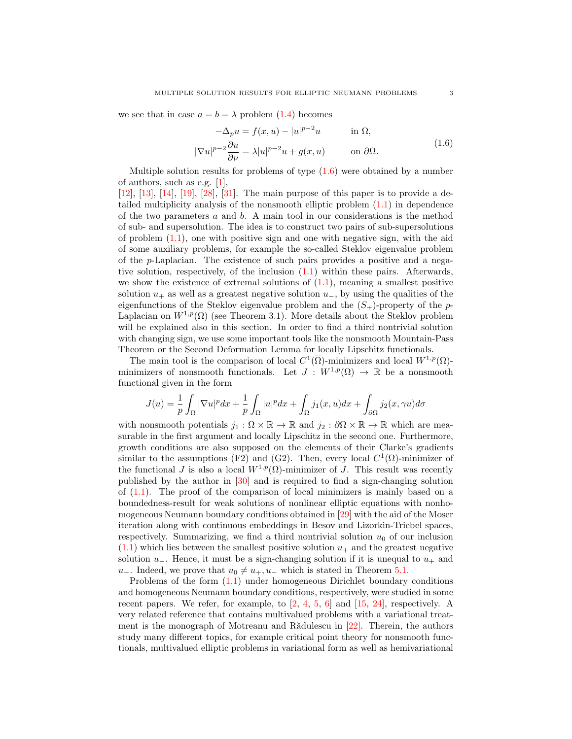we see that in case $a = b = \lambda$ problem (1.4) becomes

$$
\begin{aligned}
-\Delta_p u &= f(x,u) - |u|^{p-2}u \qquad &&\text{in } \Omega,\\
|\nabla u|^{p-2}\frac{\partial u}{\partial \nu} &= \lambda |u|^{p-2}u + g(x,u) \qquad &&\text{on } \partial\Omega.
\end{aligned}
\tag{1.6}
$$

Multiple solution results for problems of type (1.6) were obtained by a number of authors, such as e.g. [1], [12], [13], [14], [19], [28], [31]. The main purpose of this paper is to provide a detailed multiplicity analysis of the nonsmooth elliptic problem (1.1) in dependence of the two parameters $a$ and $b$. A main tool in our considerations is the method of sub- and supersolution. The idea is to construct two pairs of sub-supersolutions of problem (1.1), one with positive sign and one with negative sign, with the aid of some auxiliary problems, for example the so-called Steklov eigenvalue problem of the $p$-Laplacian. The existence of such pairs provides a positive and a negative solution, respectively, of the inclusion (1.1) within these pairs. Afterwards, we show the existence of extremal solutions of (1.1), meaning a smallest positive solution $u_+$ as well as a greatest negative solution $u_-$, by using the qualities of the eigenfunctions of the Steklov eigenvalue problem and the $(S_+)$-property of the $p$-Laplacian on $W^{1,p}(\Omega)$ (see Theorem 3.1). More details about the Steklov problem will be explained also in this section. In order to find a third nontrivial solution with changing sign, we use some important tools like the nonsmooth Mountain-Pass Theorem or the Second Deformation Lemma for locally Lipschitz functionals.

The main tool is the comparison of local $C^1(\overline{\Omega})$-minimizers and local $W^{1,p}(\Omega)$-minimizers of nonsmooth functionals. Let $J : W^{1,p}(\Omega) \to \mathbb{R}$ be a nonsmooth functional given in the form

$$
J(u) = \frac{1}{p}\int_\Omega |\nabla u|^p dx + \frac{1}{p}\int_\Omega |u|^p dx + \int_\Omega j_1(x,u)dx + \int_{\partial\Omega} j_2(x,\gamma u)d\sigma
$$

with nonsmooth potentials $j_1 : \Omega \times \mathbb{R} \to \mathbb{R}$ and $j_2 : \partial\Omega \times \mathbb{R} \to \mathbb{R}$ which are measurable in the first argument and locally Lipschitz in the second one. Furthermore, growth conditions are also supposed on the elements of their Clarke's gradients similar to the assumptions (F2) and (G2). Then, every local $C^1(\overline{\Omega})$-minimizer of the functional $J$ is also a local $W^{1,p}(\Omega)$-minimizer of $J$. This result was recently published by the author in [30] and is required to find a sign-changing solution of (1.1). The proof of the comparison of local minimizers is mainly based on a boundedness-result for weak solutions of nonlinear elliptic equations with nonhomogeneous Neumann boundary conditions obtained in [29] with the aid of the Moser iteration along with continuous embeddings in Besov and Lizorkin-Triebel spaces, respectively. Summarizing, we find a third nontrivial solution $u_0$ of our inclusion (1.1) which lies between the smallest positive solution $u_+$ and the greatest negative solution $u_-$. Hence, it must be a sign-changing solution if it is unequal to $u_+$ and $u_-$. Indeed, we prove that $u_0 \neq u_+, u_-$ which is stated in Theorem 5.1.

Problems of the form (1.1) under homogeneous Dirichlet boundary conditions and homogeneous Neumann boundary conditions, respectively, were studied in some recent papers. We refer, for example, to [2, 4, 5, 6] and [15, 24], respectively. A very related reference that contains multivalued problems with a variational treatment is the monograph of Motreanu and Rădulescu in [22]. Therein, the authors study many different topics, for example critical point theory for nonsmooth functionals, multivalued elliptic problems in variational form as well as hemivariational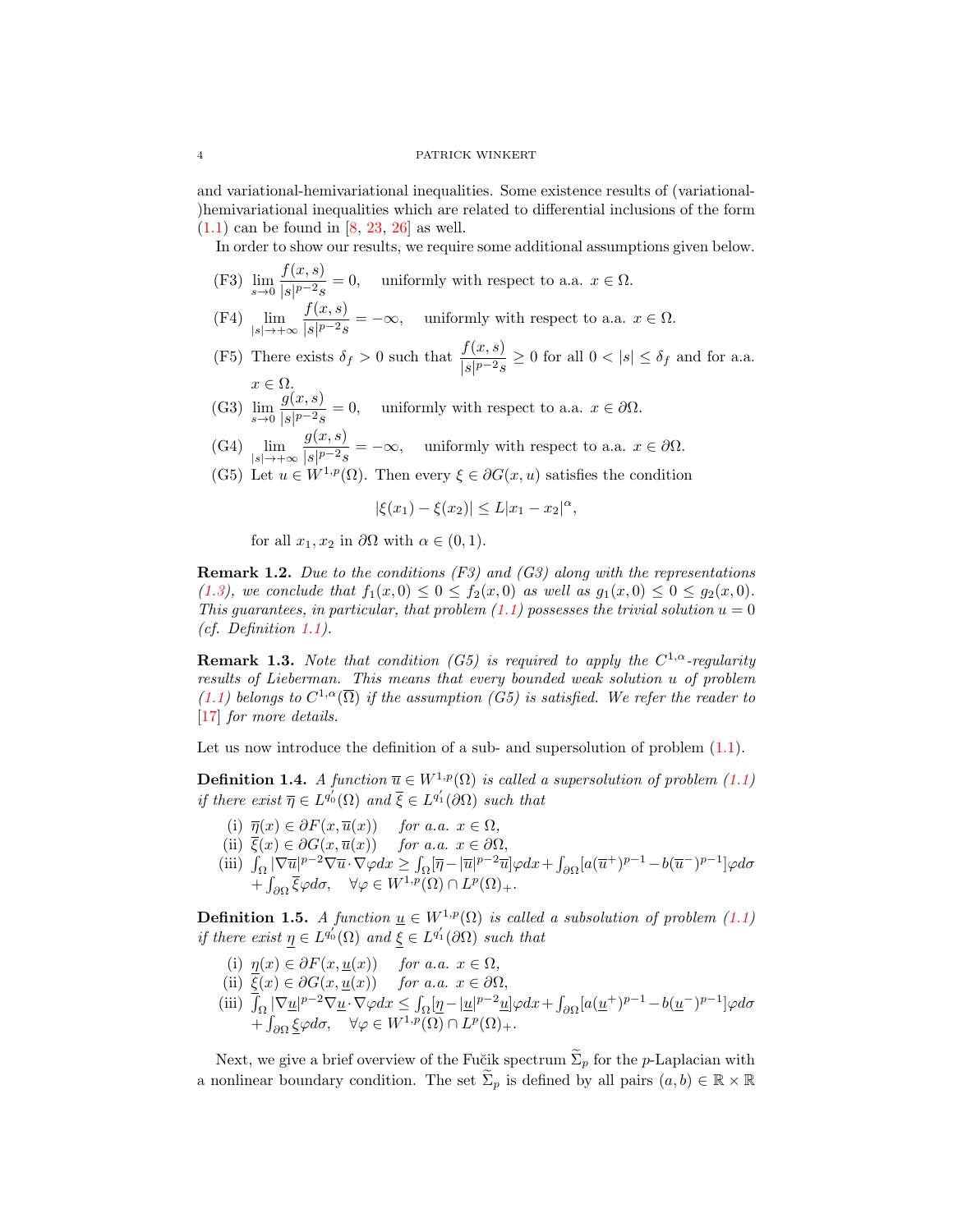and variational-hemivariational inequalities. Some existence results of (variational-)hemivariational inequalities which are related to differential inclusions of the form (1.1) can be found in [8, 23, 26] as well.

In order to show our results, we require some additional assumptions given below.

- (F3) $\displaystyle\lim_{s\to 0} \frac{f(x,s)}{|s|^{p-2}s} = 0,$ uniformly with respect to a.a. $x \in \Omega$.
- (F4) $\displaystyle\lim_{|s|\to +\infty} \frac{f(x,s)}{|s|^{p-2}s} = -\infty,$ uniformly with respect to a.a. $x \in \Omega$.
- (F5) There exists $\delta_f > 0$ such that $\dfrac{f(x,s)}{|s|^{p-2}s} \geq 0$ for all $0 < |s| \leq \delta_f$ and for a.a. $x \in \Omega$.
- (G3) $\displaystyle\lim_{s\to 0} \frac{g(x,s)}{|s|^{p-2}s} = 0,$ uniformly with respect to a.a. $x \in \partial\Omega$.
- (G4) $\displaystyle\lim_{|s|\to +\infty} \frac{g(x,s)}{|s|^{p-2}s} = -\infty,$ uniformly with respect to a.a. $x \in \partial\Omega$.
- (G5) Let $u \in W^{1,p}(\Omega)$. Then every $\xi \in \partial G(x,u)$ satisfies the condition
$$|\xi(x_1) - \xi(x_2)| \leq L|x_1 - x_2|^\alpha,$$
for all $x_1, x_2$ in $\partial\Omega$ with $\alpha \in (0,1)$.

**Remark 1.2.** *Due to the conditions (F3) and (G3) along with the representations (1.3), we conclude that $f_1(x,0) \leq 0 \leq f_2(x,0)$ as well as $g_1(x,0) \leq 0 \leq g_2(x,0)$. This guarantees, in particular, that problem (1.1) possesses the trivial solution $u = 0$ (cf. Definition 1.1).*

**Remark 1.3.** *Note that condition (G5) is required to apply the $C^{1,\alpha}$-regularity results of Lieberman. This means that every bounded weak solution $u$ of problem (1.1) belongs to $C^{1,\alpha}(\overline{\Omega})$ if the assumption (G5) is satisfied. We refer the reader to [17] for more details.*

Let us now introduce the definition of a sub- and supersolution of problem (1.1).

**Definition 1.4.** *A function $\overline{u} \in W^{1,p}(\Omega)$ is called a supersolution of problem (1.1) if there exist $\overline{\eta} \in L^{q_0'}(\Omega)$ and $\overline{\xi} \in L^{q_1'}(\partial\Omega)$ such that*

- (i) $\overline{\eta}(x) \in \partial F(x, \overline{u}(x))$ *for a.a.* $x \in \Omega$,
- (ii) $\overline{\xi}(x) \in \partial G(x, \overline{u}(x))$ *for a.a.* $x \in \partial\Omega$,
- (iii) $\int_\Omega |\nabla \overline{u}|^{p-2}\nabla \overline{u} \cdot \nabla \varphi dx \geq \int_\Omega [\overline{\eta} - |\overline{u}|^{p-2}\overline{u}]\varphi dx + \int_{\partial\Omega} [a(\overline{u}^+)^{p-1} - b(\overline{u}^-)^{p-1}]\varphi d\sigma + \int_{\partial\Omega} \overline{\xi}\varphi d\sigma, \quad \forall \varphi \in W^{1,p}(\Omega) \cap L^p(\Omega)_+.$

**Definition 1.5.** *A function $\underline{u} \in W^{1,p}(\Omega)$ is called a subsolution of problem (1.1) if there exist $\underline{\eta} \in L^{q_0'}(\Omega)$ and $\underline{\xi} \in L^{q_1'}(\partial\Omega)$ such that*

- (i) $\underline{\eta}(x) \in \partial F(x, \underline{u}(x))$ *for a.a.* $x \in \Omega$,
- (ii) $\underline{\xi}(x) \in \partial G(x, \underline{u}(x))$ *for a.a.* $x \in \partial\Omega$,
- (iii) $\int_\Omega |\nabla \underline{u}|^{p-2}\nabla \underline{u} \cdot \nabla \varphi dx \leq \int_\Omega [\underline{\eta} - |\underline{u}|^{p-2}\underline{u}]\varphi dx + \int_{\partial\Omega} [a(\underline{u}^+)^{p-1} - b(\underline{u}^-)^{p-1}]\varphi d\sigma + \int_{\partial\Omega} \underline{\xi}\varphi d\sigma, \quad \forall \varphi \in W^{1,p}(\Omega) \cap L^p(\Omega)_+.$

Next, we give a brief overview of the Fučik spectrum $\widetilde{\Sigma}_p$ for the $p$-Laplacian with a nonlinear boundary condition. The set $\widetilde{\Sigma}_p$ is defined by all pairs $(a,b) \in \mathbb{R} \times \mathbb{R}$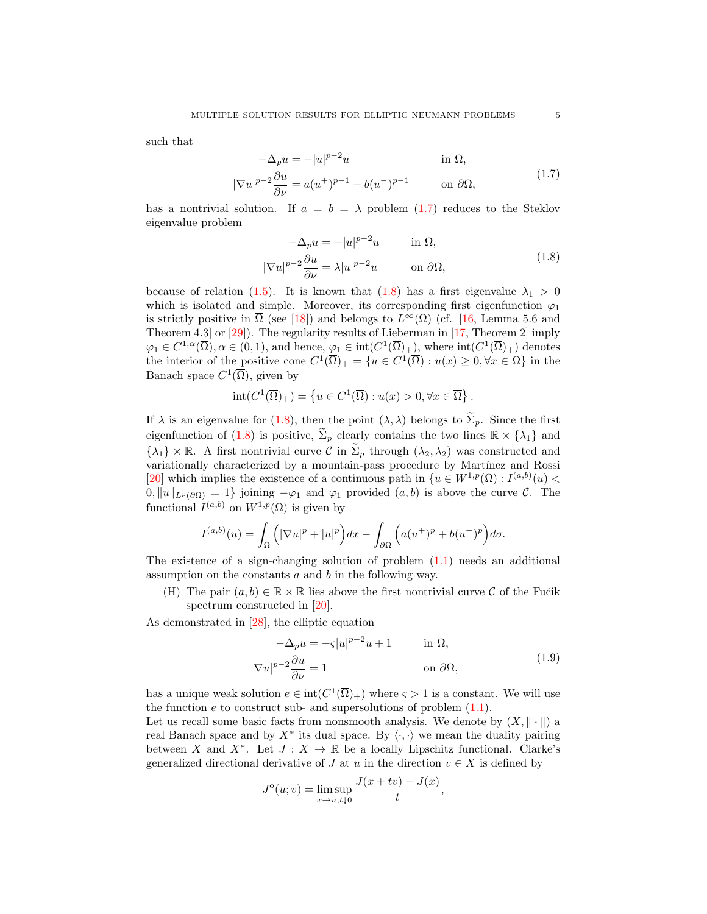such that

$$
\begin{aligned}
-\Delta_p u &= -|u|^{p-2}u \qquad && \text{in } \Omega,\\
|\nabla u|^{p-2}\frac{\partial u}{\partial \nu} &= a(u^+)^{p-1} - b(u^-)^{p-1} \qquad && \text{on } \partial\Omega,
\end{aligned}
\tag{1.7}
$$

has a nontrivial solution. If $a = b = \lambda$ problem (1.7) reduces to the Steklov eigenvalue problem

$$
\begin{aligned}
-\Delta_p u &= -|u|^{p-2}u \qquad && \text{in } \Omega,\\
|\nabla u|^{p-2}\frac{\partial u}{\partial \nu} &= \lambda |u|^{p-2}u \qquad && \text{on } \partial\Omega,
\end{aligned}
\tag{1.8}
$$

because of relation (1.5). It is known that (1.8) has a first eigenvalue $\lambda_1 > 0$ which is isolated and simple. Moreover, its corresponding first eigenfunction $\varphi_1$ is strictly positive in $\overline{\Omega}$ (see [18]) and belongs to $L^\infty(\Omega)$ (cf. [16, Lemma 5.6 and Theorem 4.3] or [29]). The regularity results of Lieberman in [17, Theorem 2] imply $\varphi_1 \in C^{1,\alpha}(\overline{\Omega}), \alpha \in (0,1)$, and hence, $\varphi_1 \in \operatorname{int}(C^1(\overline{\Omega})_+)$, where $\operatorname{int}(C^1(\overline{\Omega})_+)$ denotes the interior of the positive cone $C^1(\overline{\Omega})_+ = \{u \in C^1(\overline{\Omega}) : u(x) \geq 0, \forall x \in \Omega\}$ in the Banach space $C^1(\overline{\Omega})$, given by

$$
\operatorname{int}(C^1(\overline{\Omega})_+) = \left\{ u \in C^1(\overline{\Omega}) : u(x) > 0, \forall x \in \overline{\Omega} \right\}.
$$

If $\lambda$ is an eigenvalue for (1.8), then the point $(\lambda, \lambda)$ belongs to $\widetilde{\Sigma}_p$. Since the first eigenfunction of (1.8) is positive, $\widetilde{\Sigma}_p$ clearly contains the two lines $\mathbb{R} \times \{\lambda_1\}$ and $\{\lambda_1\} \times \mathbb{R}$. A first nontrivial curve $\mathcal{C}$ in $\widetilde{\Sigma}_p$ through $(\lambda_2, \lambda_2)$ was constructed and variationally characterized by a mountain-pass procedure by Martínez and Rossi [20] which implies the existence of a continuous path in $\{u \in W^{1,p}(\Omega) : I^{(a,b)}(u) < 0, \|u\|_{L^p(\partial\Omega)} = 1\}$ joining $-\varphi_1$ and $\varphi_1$ provided $(a,b)$ is above the curve $\mathcal{C}$. The functional $I^{(a,b)}$ on $W^{1,p}(\Omega)$ is given by

$$
I^{(a,b)}(u) = \int_\Omega \Big( |\nabla u|^p + |u|^p \Big) dx - \int_{\partial\Omega} \Big( a(u^+)^p + b(u^-)^p \Big) d\sigma.
$$

The existence of a sign-changing solution of problem (1.1) needs an additional assumption on the constants $a$ and $b$ in the following way.

(H) The pair $(a,b) \in \mathbb{R} \times \mathbb{R}$ lies above the first nontrivial curve $\mathcal{C}$ of the Fučik spectrum constructed in [20].

As demonstrated in [28], the elliptic equation

$$
\begin{aligned}
-\Delta_p u &= -\varsigma |u|^{p-2}u + 1 \qquad && \text{in } \Omega,\\
|\nabla u|^{p-2}\frac{\partial u}{\partial \nu} &= 1 \qquad && \text{on } \partial\Omega,
\end{aligned}
\tag{1.9}
$$

has a unique weak solution $e \in \operatorname{int}(C^1(\overline{\Omega})_+)$ where $\varsigma > 1$ is a constant. We will use the function $e$ to construct sub- and supersolutions of problem (1.1).

Let us recall some basic facts from nonsmooth analysis. We denote by $(X, \|\cdot\|)$ a real Banach space and by $X^*$ its dual space. By $\langle \cdot, \cdot \rangle$ we mean the duality pairing between $X$ and $X^*$. Let $J : X \to \mathbb{R}$ be a locally Lipschitz functional. Clarke's generalized directional derivative of $J$ at $u$ in the direction $v \in X$ is defined by

$$
J^\circ(u; v) = \limsup_{x \to u, t \downarrow 0} \frac{J(x + tv) - J(x)}{t},
$$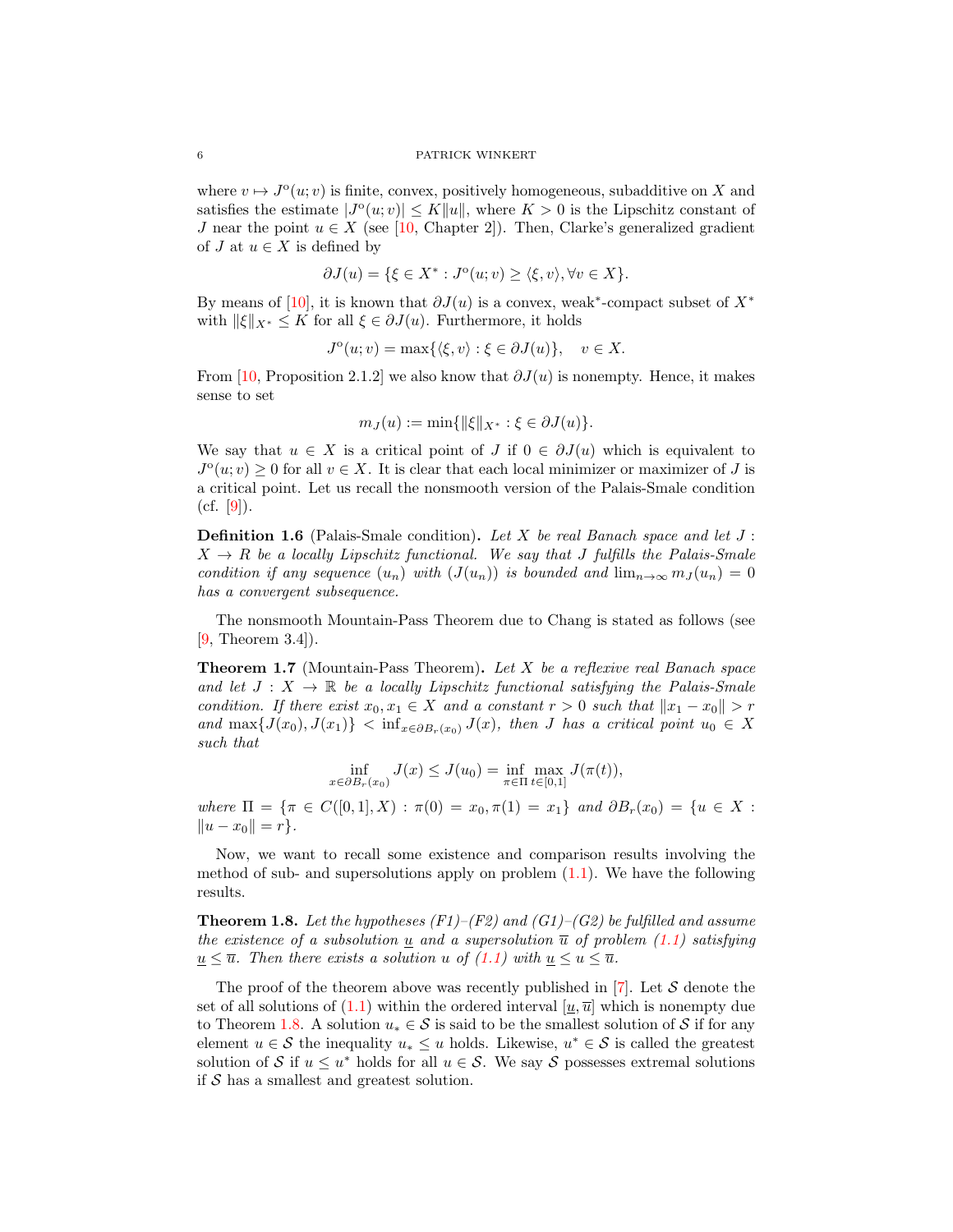where $v \mapsto J^{\text{o}}(u; v)$ is finite, convex, positively homogeneous, subadditive on $X$ and satisfies the estimate $|J^{\text{o}}(u; v)| \leq K\|u\|$, where $K > 0$ is the Lipschitz constant of $J$ near the point $u \in X$ (see [10, Chapter 2]). Then, Clarke's generalized gradient of $J$ at $u \in X$ is defined by

$$\partial J(u) = \{\xi \in X^* : J^{\text{o}}(u; v) \geq \langle \xi, v\rangle, \forall v \in X\}.$$

By means of [10], it is known that $\partial J(u)$ is a convex, weak$^*$-compact subset of $X^*$ with $\|\xi\|_{X^*} \leq K$ for all $\xi \in \partial J(u)$. Furthermore, it holds

$$J^{\text{o}}(u; v) = \max\{\langle \xi, v\rangle : \xi \in \partial J(u)\}, \quad v \in X.$$

From [10, Proposition 2.1.2] we also know that $\partial J(u)$ is nonempty. Hence, it makes sense to set

$$m_J(u) := \min\{\|\xi\|_{X^*} : \xi \in \partial J(u)\}.$$

We say that $u \in X$ is a critical point of $J$ if $0 \in \partial J(u)$ which is equivalent to $J^{\text{o}}(u; v) \geq 0$ for all $v \in X$. It is clear that each local minimizer or maximizer of $J$ is a critical point. Let us recall the nonsmooth version of the Palais-Smale condition (cf. [9]).

**Definition 1.6** (Palais-Smale condition)**.** *Let $X$ be real Banach space and let $J : X \to R$ be a locally Lipschitz functional. We say that $J$ fulfills the Palais-Smale condition if any sequence $(u_n)$ with $(J(u_n))$ is bounded and $\lim_{n\to\infty} m_J(u_n) = 0$ has a convergent subsequence.*

The nonsmooth Mountain-Pass Theorem due to Chang is stated as follows (see [9, Theorem 3.4]).

**Theorem 1.7** (Mountain-Pass Theorem)**.** *Let $X$ be a reflexive real Banach space and let $J : X \to \mathbb{R}$ be a locally Lipschitz functional satisfying the Palais-Smale condition. If there exist $x_0, x_1 \in X$ and a constant $r > 0$ such that $\|x_1 - x_0\| > r$ and $\max\{J(x_0), J(x_1)\} < \inf_{x\in\partial B_r(x_0)} J(x)$, then $J$ has a critical point $u_0 \in X$ such that*

$$\inf_{x\in\partial B_r(x_0)} J(x) \leq J(u_0) = \inf_{\pi\in\Pi} \max_{t\in[0,1]} J(\pi(t)),$$

*where $\Pi = \{\pi \in C([0, 1], X) : \pi(0) = x_0, \pi(1) = x_1\}$ and $\partial B_r(x_0) = \{u \in X : \|u - x_0\| = r\}$.*

Now, we want to recall some existence and comparison results involving the method of sub- and supersolutions apply on problem (1.1). We have the following results.

**Theorem 1.8.** *Let the hypotheses (F1)–(F2) and (G1)–(G2) be fulfilled and assume the existence of a subsolution $\underline{u}$ and a supersolution $\overline{u}$ of problem (1.1) satisfying $\underline{u} \leq \overline{u}$. Then there exists a solution $u$ of (1.1) with $\underline{u} \leq u \leq \overline{u}$.*

The proof of the theorem above was recently published in [7]. Let $\mathcal{S}$ denote the set of all solutions of (1.1) within the ordered interval $[\underline{u}, \overline{u}]$ which is nonempty due to Theorem 1.8. A solution $u_* \in \mathcal{S}$ is said to be the smallest solution of $\mathcal{S}$ if for any element $u \in \mathcal{S}$ the inequality $u_* \leq u$ holds. Likewise, $u^* \in \mathcal{S}$ is called the greatest solution of $\mathcal{S}$ if $u \leq u^*$ holds for all $u \in \mathcal{S}$. We say $\mathcal{S}$ possesses extremal solutions if $\mathcal{S}$ has a smallest and greatest solution.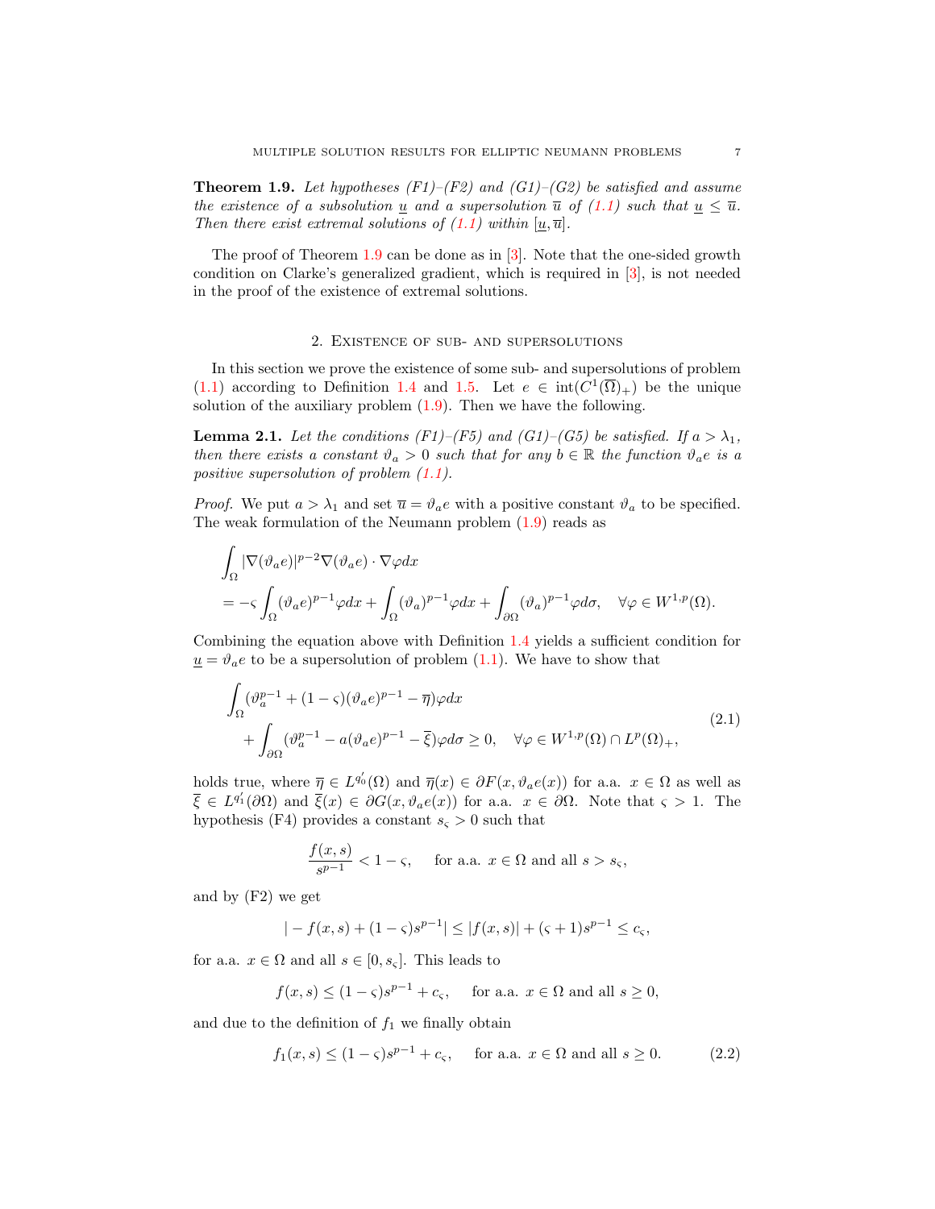**Theorem 1.9.** *Let hypotheses (F1)–(F2) and (G1)–(G2) be satisfied and assume the existence of a subsolution $\underline{u}$ and a supersolution $\overline{u}$ of (1.1) such that $\underline{u} \le \overline{u}$. Then there exist extremal solutions of (1.1) within $[\underline{u}, \overline{u}]$.*

The proof of Theorem 1.9 can be done as in [3]. Note that the one-sided growth condition on Clarke's generalized gradient, which is required in [3], is not needed in the proof of the existence of extremal solutions.

## 2. Existence of sub- and supersolutions

In this section we prove the existence of some sub- and supersolutions of problem (1.1) according to Definition 1.4 and 1.5. Let $e \in \operatorname{int}(C^1(\overline{\Omega})_+)$ be the unique solution of the auxiliary problem (1.9). Then we have the following.

**Lemma 2.1.** *Let the conditions (F1)–(F5) and (G1)–(G5) be satisfied. If $a > \lambda_1$, then there exists a constant $\vartheta_a > 0$ such that for any $b \in \mathbb{R}$ the function $\vartheta_a e$ is a positive supersolution of problem (1.1).*

*Proof.* We put $a > \lambda_1$ and set $\overline{u} = \vartheta_a e$ with a positive constant $\vartheta_a$ to be specified. The weak formulation of the Neumann problem (1.9) reads as

$$
\begin{aligned}
&\int_\Omega |\nabla(\vartheta_a e)|^{p-2}\nabla(\vartheta_a e)\cdot\nabla\varphi dx \\
&= -\varsigma\int_\Omega (\vartheta_a e)^{p-1}\varphi dx + \int_\Omega (\vartheta_a)^{p-1}\varphi dx + \int_{\partial\Omega}(\vartheta_a)^{p-1}\varphi d\sigma, \quad \forall \varphi \in W^{1,p}(\Omega).
\end{aligned}
$$

Combining the equation above with Definition 1.4 yields a sufficient condition for $\underline{u} = \vartheta_a e$ to be a supersolution of problem (1.1). We have to show that

$$
\begin{aligned}
&\int_\Omega (\vartheta_a^{p-1} + (1-\varsigma)(\vartheta_a e)^{p-1} - \overline{\eta})\varphi dx \\
&\quad + \int_{\partial\Omega}(\vartheta_a^{p-1} - a(\vartheta_a e)^{p-1} - \overline{\xi})\varphi d\sigma \ge 0, \quad \forall \varphi \in W^{1,p}(\Omega)\cap L^p(\Omega)_+,
\end{aligned}
\tag{2.1}
$$

holds true, where $\overline{\eta} \in L^{q_0'}(\Omega)$ and $\overline{\eta}(x) \in \partial F(x, \vartheta_a e(x))$ for a.a. $x \in \Omega$ as well as $\overline{\xi} \in L^{q_1'}(\partial\Omega)$ and $\overline{\xi}(x) \in \partial G(x, \vartheta_a e(x))$ for a.a. $x \in \partial\Omega$. Note that $\varsigma > 1$. The hypothesis (F4) provides a constant $s_\varsigma > 0$ such that

$$
\frac{f(x,s)}{s^{p-1}} < 1 - \varsigma, \quad \text{ for a.a. } x \in \Omega \text{ and all } s > s_\varsigma,
$$

and by (F2) we get

$$
|-f(x,s) + (1-\varsigma)s^{p-1}| \le |f(x,s)| + (\varsigma+1)s^{p-1} \le c_\varsigma,
$$

for a.a. $x \in \Omega$ and all $s \in [0, s_\varsigma]$. This leads to

$$
f(x,s) \le (1-\varsigma)s^{p-1} + c_\varsigma, \quad \text{ for a.a. } x \in \Omega \text{ and all } s \ge 0,
$$

and due to the definition of $f_1$ we finally obtain

$$
f_1(x,s) \le (1-\varsigma)s^{p-1} + c_\varsigma, \quad \text{ for a.a. } x \in \Omega \text{ and all } s \ge 0. \tag{2.2}
$$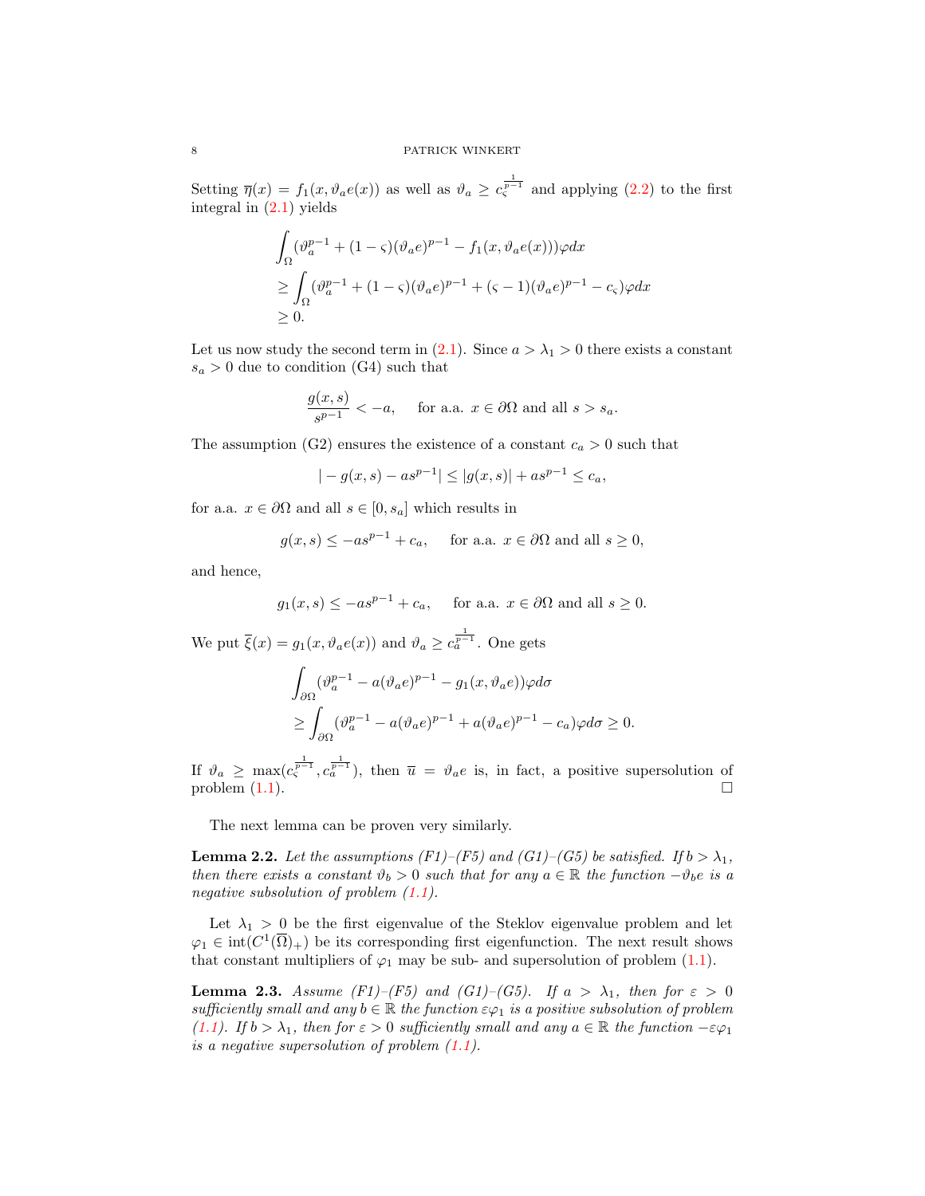Setting $\overline{\eta}(x) = f_1(x, \vartheta_a e(x))$ as well as $\vartheta_a \geq c_\varsigma^{\frac{1}{p-1}}$ and applying (2.2) to the first integral in (2.1) yields

$$
\begin{aligned}
&\int_\Omega (\vartheta_a^{p-1} + (1-\varsigma)(\vartheta_a e)^{p-1} - f_1(x, \vartheta_a e(x)))\varphi dx \\
&\geq \int_\Omega (\vartheta_a^{p-1} + (1-\varsigma)(\vartheta_a e)^{p-1} + (\varsigma - 1)(\vartheta_a e)^{p-1} - c_\varsigma)\varphi dx \\
&\geq 0.
\end{aligned}
$$

Let us now study the second term in (2.1). Since $a > \lambda_1 > 0$ there exists a constant $s_a > 0$ due to condition (G4) such that

$$
\frac{g(x,s)}{s^{p-1}} < -a, \quad \text{for a.a. } x \in \partial\Omega \text{ and all } s > s_a.
$$

The assumption (G2) ensures the existence of a constant $c_a > 0$ such that

$$
| - g(x,s) - as^{p-1}| \leq |g(x,s)| + as^{p-1} \leq c_a,
$$

for a.a. $x \in \partial\Omega$ and all $s \in [0, s_a]$ which results in

$$
g(x,s) \leq -as^{p-1} + c_a, \quad \text{for a.a. } x \in \partial\Omega \text{ and all } s \geq 0,
$$

and hence,

$$
g_1(x,s) \leq -as^{p-1} + c_a, \quad \text{for a.a. } x \in \partial\Omega \text{ and all } s \geq 0.
$$

We put $\overline{\xi}(x) = g_1(x, \vartheta_a e(x))$ and $\vartheta_a \geq c_a^{\frac{1}{p-1}}$. One gets

$$
\begin{aligned}
&\int_{\partial\Omega} (\vartheta_a^{p-1} - a(\vartheta_a e)^{p-1} - g_1(x, \vartheta_a e))\varphi d\sigma \\
&\geq \int_{\partial\Omega} (\vartheta_a^{p-1} - a(\vartheta_a e)^{p-1} + a(\vartheta_a e)^{p-1} - c_a)\varphi d\sigma \geq 0.
\end{aligned}
$$

If $\vartheta_a \geq \max(c_\varsigma^{\frac{1}{p-1}}, c_a^{\frac{1}{p-1}})$, then $\overline{u} = \vartheta_a e$ is, in fact, a positive supersolution of problem (1.1). □

The next lemma can be proven very similarly.

**Lemma 2.2.** *Let the assumptions (F1)–(F5) and (G1)–(G5) be satisfied. If $b > \lambda_1$, then there exists a constant $\vartheta_b > 0$ such that for any $a \in \mathbb{R}$ the function $-\vartheta_b e$ is a negative subsolution of problem (1.1).*

Let $\lambda_1 > 0$ be the first eigenvalue of the Steklov eigenvalue problem and let $\varphi_1 \in \operatorname{int}(C^1(\overline{\Omega})_+)$ be its corresponding first eigenfunction. The next result shows that constant multipliers of $\varphi_1$ may be sub- and supersolution of problem (1.1).

**Lemma 2.3.** *Assume (F1)–(F5) and (G1)–(G5). If $a > \lambda_1$, then for $\varepsilon > 0$ sufficiently small and any $b \in \mathbb{R}$ the function $\varepsilon\varphi_1$ is a positive subsolution of problem (1.1). If $b > \lambda_1$, then for $\varepsilon > 0$ sufficiently small and any $a \in \mathbb{R}$ the function $-\varepsilon\varphi_1$ is a negative supersolution of problem (1.1).*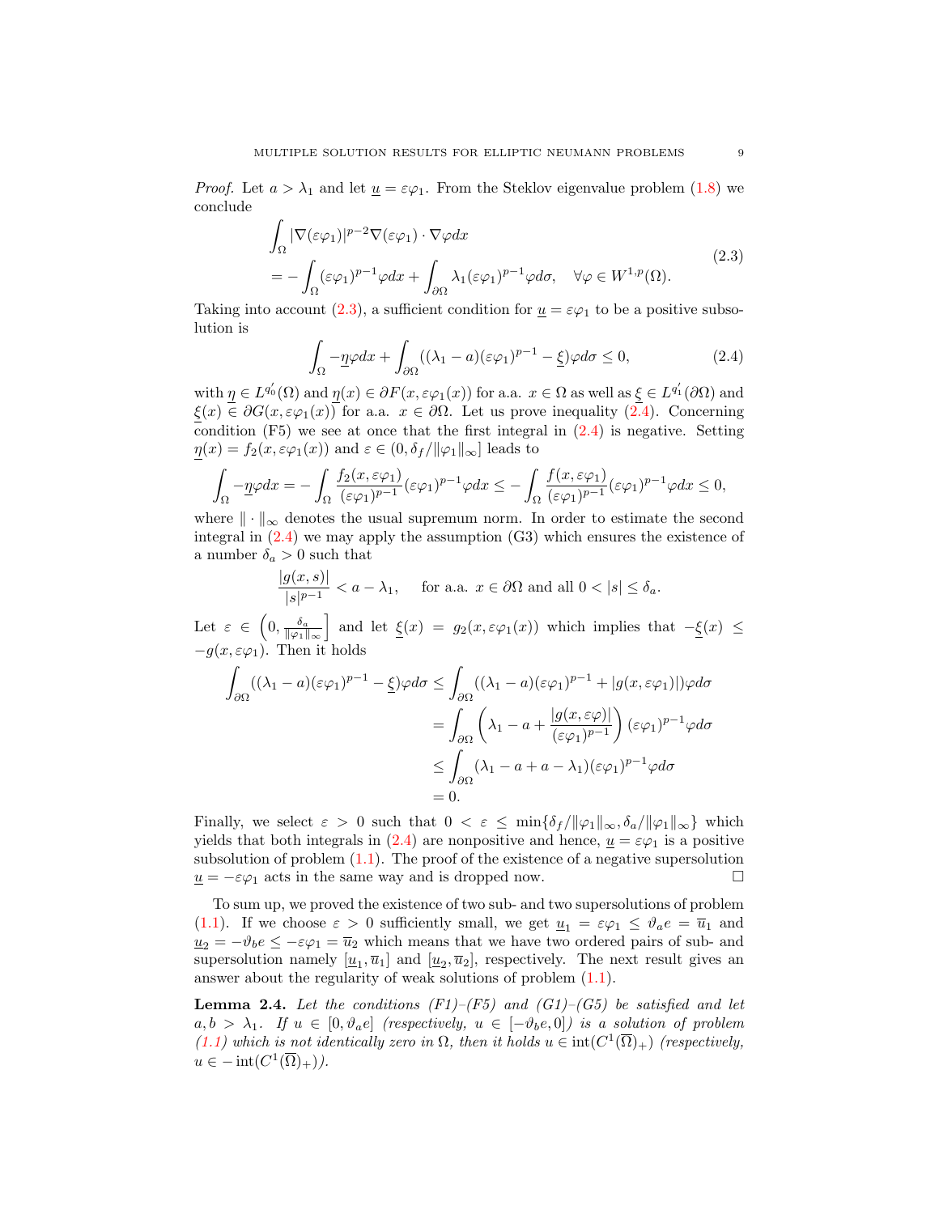*Proof.* Let $a > \lambda_1$ and let $\underline{u} = \varepsilon\varphi_1$. From the Steklov eigenvalue problem (1.8) we conclude

$$
\begin{aligned}
&\int_\Omega |\nabla(\varepsilon\varphi_1)|^{p-2}\nabla(\varepsilon\varphi_1)\cdot\nabla\varphi dx \\
&= -\int_\Omega (\varepsilon\varphi_1)^{p-1}\varphi dx + \int_{\partial\Omega}\lambda_1(\varepsilon\varphi_1)^{p-1}\varphi d\sigma, \quad \forall \varphi \in W^{1,p}(\Omega).
\end{aligned}
\tag{2.3}
$$

Taking into account (2.3), a sufficient condition for $\underline{u} = \varepsilon\varphi_1$ to be a positive subsolution is

$$
\int_\Omega -\underline{\eta}\varphi dx + \int_{\partial\Omega}((\lambda_1 - a)(\varepsilon\varphi_1)^{p-1} - \underline{\xi})\varphi d\sigma \le 0,
\tag{2.4}
$$

with $\underline{\eta} \in L^{q_0'}(\Omega)$ and $\underline{\eta}(x) \in \partial F(x, \varepsilon\varphi_1(x))$ for a.a. $x \in \Omega$ as well as $\underline{\xi} \in L^{q_1'}(\partial\Omega)$ and $\underline{\xi}(x) \in \partial G(x, \varepsilon\varphi_1(x))$ for a.a. $x \in \partial\Omega$. Let us prove inequality (2.4). Concerning condition (F5) we see at once that the first integral in (2.4) is negative. Setting $\underline{\eta}(x) = f_2(x, \varepsilon\varphi_1(x))$ and $\varepsilon \in (0, \delta_f/\|\varphi_1\|_\infty]$ leads to

$$
\int_\Omega -\underline{\eta}\varphi dx = -\int_\Omega \frac{f_2(x,\varepsilon\varphi_1)}{(\varepsilon\varphi_1)^{p-1}}(\varepsilon\varphi_1)^{p-1}\varphi dx \le -\int_\Omega \frac{f(x,\varepsilon\varphi_1)}{(\varepsilon\varphi_1)^{p-1}}(\varepsilon\varphi_1)^{p-1}\varphi dx \le 0,
$$

where $\|\cdot\|_\infty$ denotes the usual supremum norm. In order to estimate the second integral in (2.4) we may apply the assumption (G3) which ensures the existence of a number $\delta_a > 0$ such that

$$
\frac{|g(x,s)|}{|s|^{p-1}} < a - \lambda_1, \quad \text{for a.a. } x \in \partial\Omega \text{ and all } 0 < |s| \le \delta_a.
$$

Let $\varepsilon \in \left(0, \frac{\delta_a}{\|\varphi_1\|_\infty}\right]$ and let $\underline{\xi}(x) = g_2(x, \varepsilon\varphi_1(x))$ which implies that $-\underline{\xi}(x) \le -g(x, \varepsilon\varphi_1)$. Then it holds

$$
\begin{aligned}
\int_{\partial\Omega}((\lambda_1 - a)(\varepsilon\varphi_1)^{p-1} - \underline{\xi})\varphi d\sigma &\le \int_{\partial\Omega}((\lambda_1 - a)(\varepsilon\varphi_1)^{p-1} + |g(x,\varepsilon\varphi_1)|)\varphi d\sigma \\
&= \int_{\partial\Omega}\left(\lambda_1 - a + \frac{|g(x,\varepsilon\varphi)|}{(\varepsilon\varphi_1)^{p-1}}\right)(\varepsilon\varphi_1)^{p-1}\varphi d\sigma \\
&\le \int_{\partial\Omega}(\lambda_1 - a + a - \lambda_1)(\varepsilon\varphi_1)^{p-1}\varphi d\sigma \\
&= 0.
\end{aligned}
$$

Finally, we select $\varepsilon > 0$ such that $0 < \varepsilon \le \min\{\delta_f/\|\varphi_1\|_\infty, \delta_a/\|\varphi_1\|_\infty\}$ which yields that both integrals in (2.4) are nonpositive and hence, $\underline{u} = \varepsilon\varphi_1$ is a positive subsolution of problem (1.1). The proof of the existence of a negative supersolution $\underline{u} = -\varepsilon\varphi_1$ acts in the same way and is dropped now. □

To sum up, we proved the existence of two sub- and two supersolutions of problem (1.1). If we choose $\varepsilon > 0$ sufficiently small, we get $\underline{u}_1 = \varepsilon\varphi_1 \le \vartheta_a e = \overline{u}_1$ and $\underline{u}_2 = -\vartheta_b e \le -\varepsilon\varphi_1 = \overline{u}_2$ which means that we have two ordered pairs of sub- and supersolution namely $[\underline{u}_1, \overline{u}_1]$ and $[\underline{u}_2, \overline{u}_2]$, respectively. The next result gives an answer about the regularity of weak solutions of problem (1.1).

**Lemma 2.4.** *Let the conditions (F1)–(F5) and (G1)–(G5) be satisfied and let $a, b > \lambda_1$. If $u \in [0, \vartheta_a e]$ (respectively, $u \in [-\vartheta_b e, 0]$) is a solution of problem (1.1) which is not identically zero in $\Omega$, then it holds $u \in \operatorname{int}(C^1(\overline{\Omega})_+)$ (respectively, $u \in -\operatorname{int}(C^1(\overline{\Omega})_+)$).*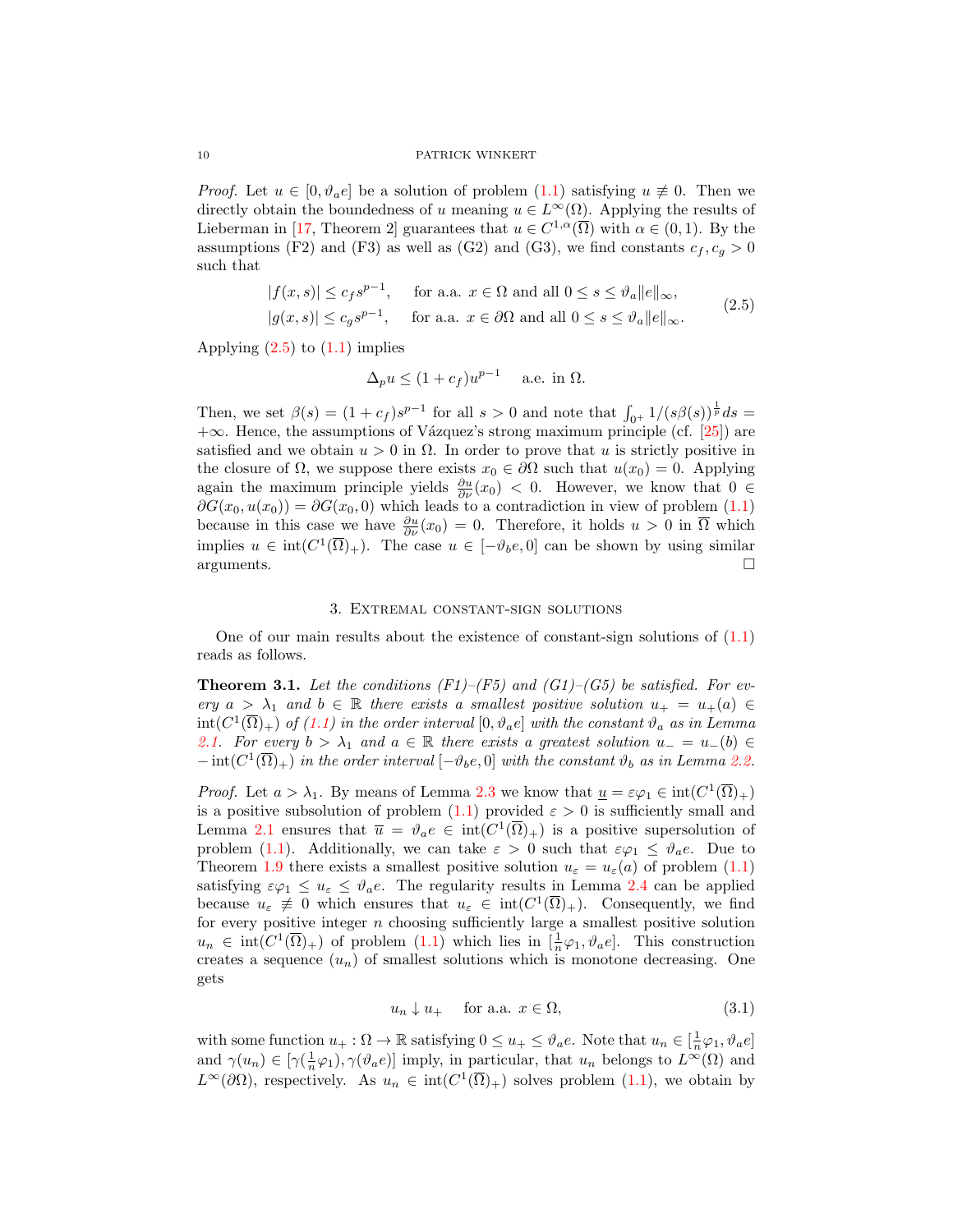*Proof.* Let $u \in [0, \vartheta_a e]$ be a solution of problem (1.1) satisfying $u \not\equiv 0$. Then we directly obtain the boundedness of $u$ meaning $u \in L^\infty(\Omega)$. Applying the results of Lieberman in [17, Theorem 2] guarantees that $u \in C^{1,\alpha}(\overline{\Omega})$ with $\alpha \in (0,1)$. By the assumptions (F2) and (F3) as well as (G2) and (G3), we find constants $c_f, c_g > 0$ such that

$$
\begin{aligned}
|f(x,s)| &\leq c_f s^{p-1}, \quad \text{for a.a. } x \in \Omega \text{ and all } 0 \leq s \leq \vartheta_a \|e\|_\infty, \\
|g(x,s)| &\leq c_g s^{p-1}, \quad \text{for a.a. } x \in \partial\Omega \text{ and all } 0 \leq s \leq \vartheta_a \|e\|_\infty.
\end{aligned} \tag{2.5}
$$

Applying (2.5) to (1.1) implies

$$
\Delta_p u \leq (1 + c_f) u^{p-1} \quad \text{a.e. in } \Omega.
$$

Then, we set $\beta(s) = (1 + c_f)s^{p-1}$ for all $s > 0$ and note that $\int_{0^+} 1/(s\beta(s))^{\frac{1}{p}} ds = +\infty$. Hence, the assumptions of Vázquez's strong maximum principle (cf. [25]) are satisfied and we obtain $u > 0$ in $\Omega$. In order to prove that $u$ is strictly positive in the closure of $\Omega$, we suppose there exists $x_0 \in \partial\Omega$ such that $u(x_0) = 0$. Applying again the maximum principle yields $\frac{\partial u}{\partial \nu}(x_0) < 0$. However, we know that $0 \in \partial G(x_0, u(x_0)) = \partial G(x_0, 0)$ which leads to a contradiction in view of problem (1.1) because in this case we have $\frac{\partial u}{\partial \nu}(x_0) = 0$. Therefore, it holds $u > 0$ in $\overline{\Omega}$ which implies $u \in \operatorname{int}(C^1(\overline{\Omega})_+)$. The case $u \in [-\vartheta_b e, 0]$ can be shown by using similar arguments. $\square$

## 3. Extremal constant-sign solutions

One of our main results about the existence of constant-sign solutions of (1.1) reads as follows.

**Theorem 3.1.** *Let the conditions (F1)–(F5) and (G1)–(G5) be satisfied. For every $a > \lambda_1$ and $b \in \mathbb{R}$ there exists a smallest positive solution $u_+ = u_+(a) \in \operatorname{int}(C^1(\overline{\Omega})_+)$ of (1.1) in the order interval $[0, \vartheta_a e]$ with the constant $\vartheta_a$ as in Lemma 2.1. For every $b > \lambda_1$ and $a \in \mathbb{R}$ there exists a greatest solution $u_- = u_-(b) \in -\operatorname{int}(C^1(\overline{\Omega})_+)$ in the order interval $[-\vartheta_b e, 0]$ with the constant $\vartheta_b$ as in Lemma 2.2.*

*Proof.* Let $a > \lambda_1$. By means of Lemma 2.3 we know that $\underline{u} = \varepsilon\varphi_1 \in \operatorname{int}(C^1(\overline{\Omega})_+)$ is a positive subsolution of problem (1.1) provided $\varepsilon > 0$ is sufficiently small and Lemma 2.1 ensures that $\overline{u} = \vartheta_a e \in \operatorname{int}(C^1(\overline{\Omega})_+)$ is a positive supersolution of problem (1.1). Additionally, we can take $\varepsilon > 0$ such that $\varepsilon\varphi_1 \leq \vartheta_a e$. Due to Theorem 1.9 there exists a smallest positive solution $u_\varepsilon = u_\varepsilon(a)$ of problem (1.1) satisfying $\varepsilon\varphi_1 \leq u_\varepsilon \leq \vartheta_a e$. The regularity results in Lemma 2.4 can be applied because $u_\varepsilon \not\equiv 0$ which ensures that $u_\varepsilon \in \operatorname{int}(C^1(\overline{\Omega})_+)$. Consequently, we find for every positive integer $n$ choosing sufficiently large a smallest positive solution $u_n \in \operatorname{int}(C^1(\overline{\Omega})_+)$ of problem (1.1) which lies in $[\frac{1}{n}\varphi_1, \vartheta_a e]$. This construction creates a sequence $(u_n)$ of smallest solutions which is monotone decreasing. One gets

$$
u_n \downarrow u_+ \quad \text{for a.a. } x \in \Omega, \tag{3.1}
$$

with some function $u_+ : \Omega \to \mathbb{R}$ satisfying $0 \leq u_+ \leq \vartheta_a e$. Note that $u_n \in [\frac{1}{n}\varphi_1, \vartheta_a e]$ and $\gamma(u_n) \in [\gamma(\frac{1}{n}\varphi_1), \gamma(\vartheta_a e)]$ imply, in particular, that $u_n$ belongs to $L^\infty(\Omega)$ and $L^\infty(\partial\Omega)$, respectively. As $u_n \in \operatorname{int}(C^1(\overline{\Omega})_+)$ solves problem (1.1), we obtain by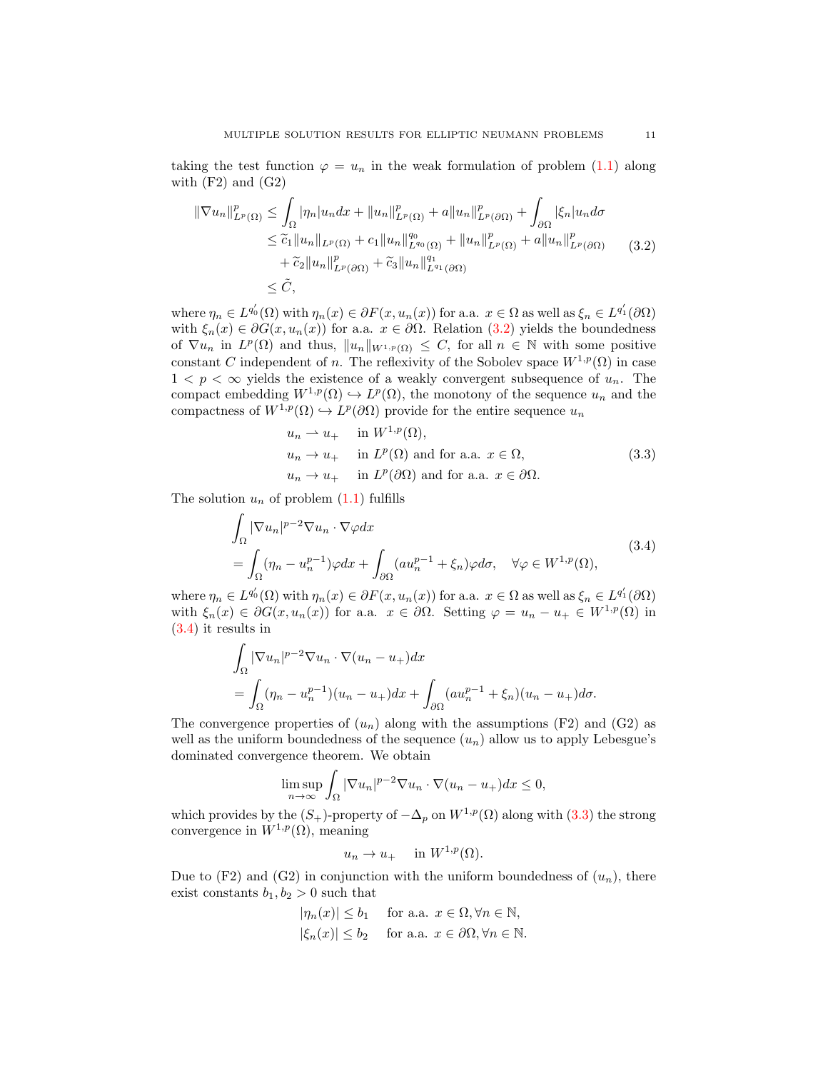taking the test function $\varphi = u_n$ in the weak formulation of problem (1.1) along with (F2) and (G2)

$$
\begin{aligned}
\|\nabla u_n\|^p_{L^p(\Omega)} &\leq \int_\Omega |\eta_n| u_n dx + \|u_n\|^p_{L^p(\Omega)} + a\|u_n\|^p_{L^p(\partial\Omega)} + \int_{\partial\Omega} |\xi_n| u_n d\sigma \\
&\leq \widetilde{c}_1 \|u_n\|_{L^p(\Omega)} + c_1 \|u_n\|^{q_0}_{L^{q_0}(\Omega)} + \|u_n\|^p_{L^p(\Omega)} + a\|u_n\|^p_{L^p(\partial\Omega)} \\
&\quad + \widetilde{c}_2 \|u_n\|^p_{L^p(\partial\Omega)} + \widetilde{c}_3 \|u_n\|^{q_1}_{L^{q_1}(\partial\Omega)} \\
&\leq \tilde{C},
\end{aligned}
\tag{3.2}
$$

where $\eta_n \in L^{q_0'}(\Omega)$ with $\eta_n(x) \in \partial F(x, u_n(x))$ for a.a. $x \in \Omega$ as well as $\xi_n \in L^{q_1'}(\partial\Omega)$ with $\xi_n(x) \in \partial G(x, u_n(x))$ for a.a. $x \in \partial\Omega$. Relation (3.2) yields the boundedness of $\nabla u_n$ in $L^p(\Omega)$ and thus, $\|u_n\|_{W^{1,p}(\Omega)} \leq C$, for all $n \in \mathbb{N}$ with some positive constant $C$ independent of $n$. The reflexivity of the Sobolev space $W^{1,p}(\Omega)$ in case $1 < p < \infty$ yields the existence of a weakly convergent subsequence of $u_n$. The compact embedding $W^{1,p}(\Omega) \hookrightarrow L^p(\Omega)$, the monotony of the sequence $u_n$ and the compactness of $W^{1,p}(\Omega) \hookrightarrow L^p(\partial\Omega)$ provide for the entire sequence $u_n$

$$
\begin{aligned}
&u_n \rightharpoonup u_+ \quad \text{in } W^{1,p}(\Omega), \\
&u_n \to u_+ \quad \text{in } L^p(\Omega) \text{ and for a.a. } x \in \Omega, \\
&u_n \to u_+ \quad \text{in } L^p(\partial\Omega) \text{ and for a.a. } x \in \partial\Omega.
\end{aligned}
\tag{3.3}
$$

The solution $u_n$ of problem (1.1) fulfills

$$
\begin{aligned}
&\int_\Omega |\nabla u_n|^{p-2} \nabla u_n \cdot \nabla \varphi dx \\
&= \int_\Omega (\eta_n - u_n^{p-1})\varphi dx + \int_{\partial\Omega} (a u_n^{p-1} + \xi_n)\varphi d\sigma, \quad \forall \varphi \in W^{1,p}(\Omega),
\end{aligned}
\tag{3.4}
$$

where $\eta_n \in L^{q_0'}(\Omega)$ with $\eta_n(x) \in \partial F(x, u_n(x))$ for a.a. $x \in \Omega$ as well as $\xi_n \in L^{q_1'}(\partial\Omega)$ with $\xi_n(x) \in \partial G(x, u_n(x))$ for a.a. $x \in \partial\Omega$. Setting $\varphi = u_n - u_+ \in W^{1,p}(\Omega)$ in (3.4) it results in

$$
\begin{aligned}
&\int_\Omega |\nabla u_n|^{p-2} \nabla u_n \cdot \nabla (u_n - u_+) dx \\
&= \int_\Omega (\eta_n - u_n^{p-1})(u_n - u_+) dx + \int_{\partial\Omega} (a u_n^{p-1} + \xi_n)(u_n - u_+) d\sigma.
\end{aligned}
$$

The convergence properties of $(u_n)$ along with the assumptions (F2) and (G2) as well as the uniform boundedness of the sequence $(u_n)$ allow us to apply Lebesgue's dominated convergence theorem. We obtain

$$
\limsup_{n\to\infty} \int_\Omega |\nabla u_n|^{p-2} \nabla u_n \cdot \nabla (u_n - u_+) dx \leq 0,
$$

which provides by the $(S_+)$-property of $-\Delta_p$ on $W^{1,p}(\Omega)$ along with (3.3) the strong convergence in $W^{1,p}(\Omega)$, meaning

$$
u_n \to u_+ \quad \text{in } W^{1,p}(\Omega).
$$

Due to (F2) and (G2) in conjunction with the uniform boundedness of $(u_n)$, there exist constants $b_1, b_2 > 0$ such that

$$
\begin{aligned}
&|\eta_n(x)| \leq b_1 \quad \text{for a.a. } x \in \Omega, \forall n \in \mathbb{N}, \\
&|\xi_n(x)| \leq b_2 \quad \text{for a.a. } x \in \partial\Omega, \forall n \in \mathbb{N}.
\end{aligned}
$$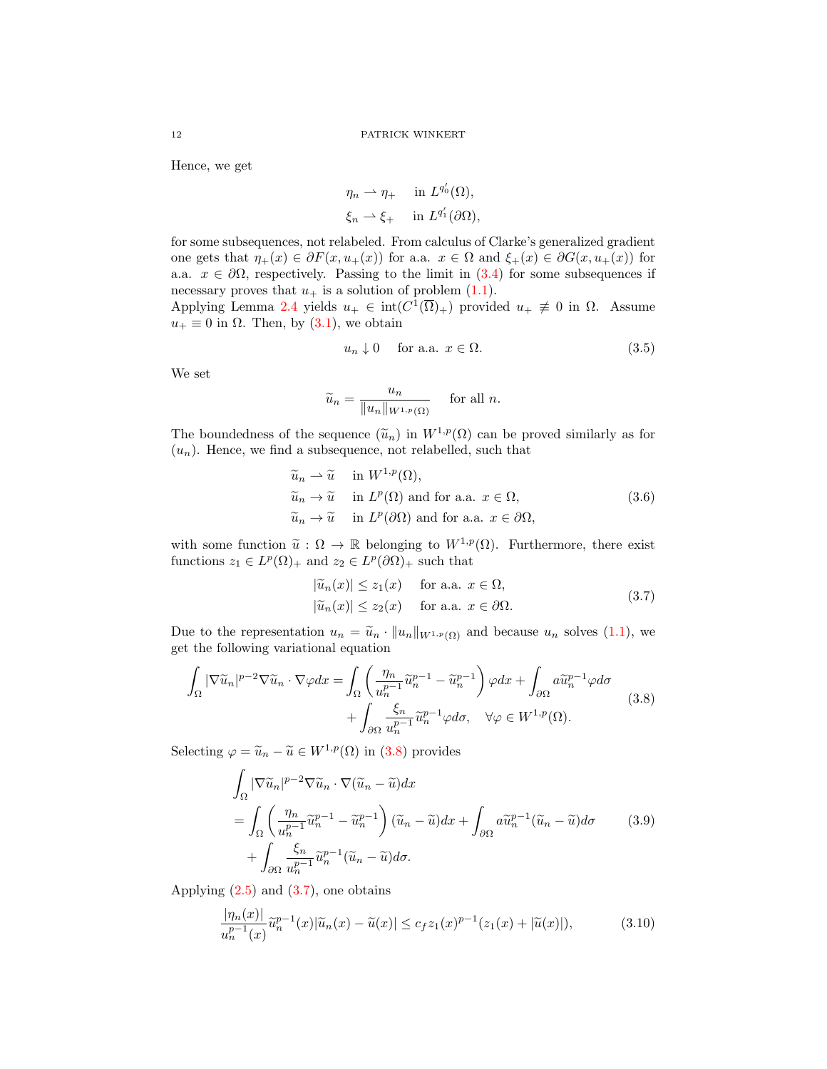Hence, we get

$$
\begin{aligned}
\eta_n &\rightharpoonup \eta_+ \quad \text{ in } L^{q_0'}(\Omega),\\
\xi_n &\rightharpoonup \xi_+ \quad \text{ in } L^{q_1'}(\partial\Omega),
\end{aligned}
$$

for some subsequences, not relabeled. From calculus of Clarke's generalized gradient one gets that $\eta_+(x) \in \partial F(x, u_+(x))$ for a.a. $x \in \Omega$ and $\xi_+(x) \in \partial G(x, u_+(x))$ for a.a. $x \in \partial\Omega$, respectively. Passing to the limit in (3.4) for some subsequences if necessary proves that $u_+$ is a solution of problem (1.1).
Applying Lemma 2.4 yields $u_+ \in \operatorname{int}(C^1(\overline{\Omega})_+)$ provided $u_+ \not\equiv 0$ in $\Omega$. Assume $u_+ \equiv 0$ in $\Omega$. Then, by (3.1), we obtain

$$
u_n \downarrow 0 \quad \text{ for a.a. } x \in \Omega. \tag{3.5}
$$

We set

$$
\widetilde{u}_n = \frac{u_n}{\|u_n\|_{W^{1,p}(\Omega)}} \quad \text{ for all } n.
$$

The boundedness of the sequence $(\widetilde{u}_n)$ in $W^{1,p}(\Omega)$ can be proved similarly as for $(u_n)$. Hence, we find a subsequence, not relabelled, such that

$$
\begin{aligned}
\widetilde{u}_n &\rightharpoonup \widetilde{u} \quad \text{ in } W^{1,p}(\Omega),\\
\widetilde{u}_n &\to \widetilde{u} \quad \text{ in } L^p(\Omega) \text{ and for a.a. } x \in \Omega,\\
\widetilde{u}_n &\to \widetilde{u} \quad \text{ in } L^p(\partial\Omega) \text{ and for a.a. } x \in \partial\Omega,
\end{aligned} \tag{3.6}
$$

with some function $\widetilde{u} : \Omega \to \mathbb{R}$ belonging to $W^{1,p}(\Omega)$. Furthermore, there exist functions $z_1 \in L^p(\Omega)_+$ and $z_2 \in L^p(\partial\Omega)_+$ such that

$$
\begin{aligned}
|\widetilde{u}_n(x)| &\le z_1(x) \quad \text{ for a.a. } x \in \Omega,\\
|\widetilde{u}_n(x)| &\le z_2(x) \quad \text{ for a.a. } x \in \partial\Omega.
\end{aligned} \tag{3.7}
$$

Due to the representation $u_n = \widetilde{u}_n \cdot \|u_n\|_{W^{1,p}(\Omega)}$ and because $u_n$ solves (1.1), we get the following variational equation

$$
\begin{aligned}
\int_\Omega |\nabla \widetilde{u}_n|^{p-2} \nabla \widetilde{u}_n \cdot \nabla \varphi dx = &\int_\Omega \left( \frac{\eta_n}{u_n^{p-1}} \widetilde{u}_n^{p-1} - \widetilde{u}_n^{p-1} \right) \varphi dx + \int_{\partial\Omega} a \widetilde{u}_n^{p-1} \varphi d\sigma\\
&+ \int_{\partial\Omega} \frac{\xi_n}{u_n^{p-1}} \widetilde{u}_n^{p-1} \varphi d\sigma, \quad \forall \varphi \in W^{1,p}(\Omega).
\end{aligned} \tag{3.8}
$$

Selecting $\varphi = \widetilde{u}_n - \widetilde{u} \in W^{1,p}(\Omega)$ in (3.8) provides

$$
\begin{aligned}
&\int_\Omega |\nabla \widetilde{u}_n|^{p-2} \nabla \widetilde{u}_n \cdot \nabla (\widetilde{u}_n - \widetilde{u}) dx\\
&= \int_\Omega \left( \frac{\eta_n}{u_n^{p-1}} \widetilde{u}_n^{p-1} - \widetilde{u}_n^{p-1} \right) (\widetilde{u}_n - \widetilde{u}) dx + \int_{\partial\Omega} a \widetilde{u}_n^{p-1} (\widetilde{u}_n - \widetilde{u}) d\sigma\\
&\quad + \int_{\partial\Omega} \frac{\xi_n}{u_n^{p-1}} \widetilde{u}_n^{p-1} (\widetilde{u}_n - \widetilde{u}) d\sigma.
\end{aligned} \tag{3.9}
$$

Applying (2.5) and (3.7), one obtains

$$
\frac{|\eta_n(x)|}{u_n^{p-1}(x)} \widetilde{u}_n^{p-1}(x) |\widetilde{u}_n(x) - \widetilde{u}(x)| \le c_f z_1(x)^{p-1} (z_1(x) + |\widetilde{u}(x)|), \tag{3.10}
$$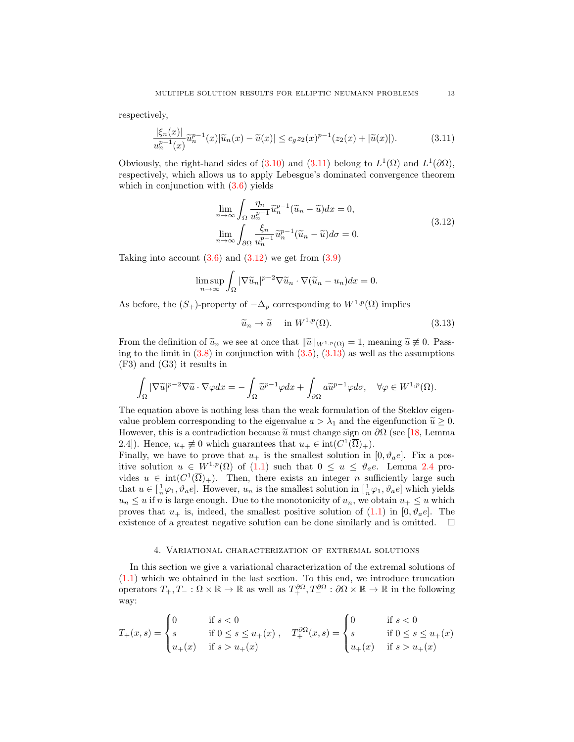respectively,

$$\frac{|\xi_n(x)|}{u_n^{p-1}(x)}\widetilde{u}_n^{p-1}(x)|\widetilde{u}_n(x)-\widetilde{u}(x)| \leq c_g z_2(x)^{p-1}(z_2(x)+|\widetilde{u}(x)|). \tag{3.11}$$

Obviously, the right-hand sides of (3.10) and (3.11) belong to $L^1(\Omega)$ and $L^1(\partial\Omega)$, respectively, which allows us to apply Lebesgue's dominated convergence theorem which in conjunction with (3.6) yields

$$\begin{aligned}
&\lim_{n\to\infty}\int_\Omega \frac{\eta_n}{u_n^{p-1}}\widetilde{u}_n^{p-1}(\widetilde{u}_n-\widetilde{u})dx = 0,\\
&\lim_{n\to\infty}\int_{\partial\Omega} \frac{\xi_n}{u_n^{p-1}}\widetilde{u}_n^{p-1}(\widetilde{u}_n-\widetilde{u})d\sigma = 0.
\end{aligned} \tag{3.12}$$

Taking into account (3.6) and (3.12) we get from (3.9)

$$\limsup_{n\to\infty}\int_\Omega |\nabla\widetilde{u}_n|^{p-2}\nabla\widetilde{u}_n\cdot\nabla(\widetilde{u}_n-u_n)dx = 0.$$

As before, the $(S_+)$-property of $-\Delta_p$ corresponding to $W^{1,p}(\Omega)$ implies

$$\widetilde{u}_n \to \widetilde{u} \quad \text{in } W^{1,p}(\Omega). \tag{3.13}$$

From the definition of $\widetilde{u}_n$ we see at once that $\|\widetilde{u}\|_{W^{1,p}(\Omega)} = 1$, meaning $\widetilde{u} \not\equiv 0$. Passing to the limit in (3.8) in conjunction with (3.5), (3.13) as well as the assumptions (F3) and (G3) it results in

$$\int_\Omega |\nabla\widetilde{u}|^{p-2}\nabla\widetilde{u}\cdot\nabla\varphi dx = -\int_\Omega \widetilde{u}^{p-1}\varphi dx + \int_{\partial\Omega} a\widetilde{u}^{p-1}\varphi d\sigma, \quad \forall\varphi\in W^{1,p}(\Omega).$$

The equation above is nothing less than the weak formulation of the Steklov eigenvalue problem corresponding to the eigenvalue $a > \lambda_1$ and the eigenfunction $\widetilde{u} \geq 0$. However, this is a contradiction because $\widetilde{u}$ must change sign on $\partial\Omega$ (see [18, Lemma 2.4]). Hence, $u_+ \not\equiv 0$ which guarantees that $u_+ \in \operatorname{int}(C^1(\overline{\Omega})_+)$.
Finally, we have to prove that $u_+$ is the smallest solution in $[0, \vartheta_a e]$. Fix a positive solution $u \in W^{1,p}(\Omega)$ of (1.1) such that $0 \leq u \leq \vartheta_a e$. Lemma 2.4 provides $u \in \operatorname{int}(C^1(\overline{\Omega})_+)$. Then, there exists an integer $n$ sufficiently large such that $u \in [\frac{1}{n}\varphi_1, \vartheta_a e]$. However, $u_n$ is the smallest solution in $[\frac{1}{n}\varphi_1, \vartheta_a e]$ which yields $u_n \leq u$ if $n$ is large enough. Due to the monotonicity of $u_n$, we obtain $u_+ \leq u$ which proves that $u_+$ is, indeed, the smallest positive solution of (1.1) in $[0, \vartheta_a e]$. The existence of a greatest negative solution can be done similarly and is omitted. $\square$

## 4. Variational characterization of extremal solutions

In this section we give a variational characterization of the extremal solutions of (1.1) which we obtained in the last section. To this end, we introduce truncation operators $T_+, T_- : \Omega\times\mathbb{R}\to\mathbb{R}$ as well as $T_+^{\partial\Omega}, T_-^{\partial\Omega} : \partial\Omega\times\mathbb{R}\to\mathbb{R}$ in the following way:

$$T_+(x,s) = \begin{cases} 0 & \text{if } s<0\\ s & \text{if } 0\leq s\leq u_+(x)\\ u_+(x) & \text{if } s>u_+(x)\end{cases}, \quad T_+^{\partial\Omega}(x,s) = \begin{cases} 0 & \text{if } s<0\\ s & \text{if } 0\leq s\leq u_+(x)\\ u_+(x) & \text{if } s>u_+(x)\end{cases}$$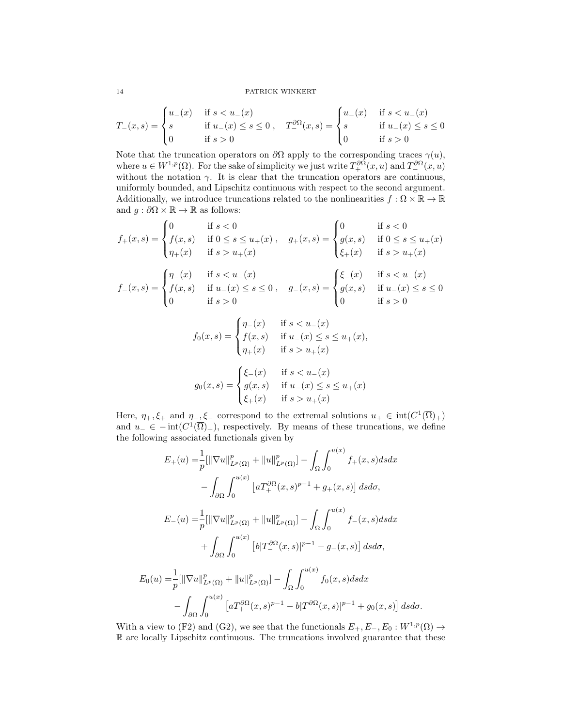$$T_-(x,s) = \begin{cases} u_-(x) & \text{if } s < u_-(x) \\ s & \text{if } u_-(x) \le s \le 0 \\ 0 & \text{if } s > 0 \end{cases}, \quad T_-^{\partial\Omega}(x,s) = \begin{cases} u_-(x) & \text{if } s < u_-(x) \\ s & \text{if } u_-(x) \le s \le 0 \\ 0 & \text{if } s > 0 \end{cases}$$

Note that the truncation operators on $\partial\Omega$ apply to the corresponding traces $\gamma(u)$, where $u \in W^{1,p}(\Omega)$. For the sake of simplicity we just write $T_+^{\partial\Omega}(x,u)$ and $T_-^{\partial\Omega}(x,u)$ without the notation $\gamma$. It is clear that the truncation operators are continuous, uniformly bounded, and Lipschitz continuous with respect to the second argument. Additionally, we introduce truncations related to the nonlinearities $f : \Omega \times \mathbb{R} \to \mathbb{R}$ and $g : \partial\Omega \times \mathbb{R} \to \mathbb{R}$ as follows:

$$f_+(x,s) = \begin{cases} 0 & \text{if } s < 0 \\ f(x,s) & \text{if } 0 \le s \le u_+(x) \\ \eta_+(x) & \text{if } s > u_+(x) \end{cases}, \quad g_+(x,s) = \begin{cases} 0 & \text{if } s < 0 \\ g(x,s) & \text{if } 0 \le s \le u_+(x) \\ \xi_+(x) & \text{if } s > u_+(x) \end{cases}$$

$$f_-(x,s) = \begin{cases} \eta_-(x) & \text{if } s < u_-(x) \\ f(x,s) & \text{if } u_-(x) \le s \le 0 \\ 0 & \text{if } s > 0 \end{cases}, \quad g_-(x,s) = \begin{cases} \xi_-(x) & \text{if } s < u_-(x) \\ g(x,s) & \text{if } u_-(x) \le s \le 0 \\ 0 & \text{if } s > 0 \end{cases}$$

$$f_0(x,s) = \begin{cases} \eta_-(x) & \text{if } s < u_-(x) \\ f(x,s) & \text{if } u_-(x) \le s \le u_+(x), \\ \eta_+(x) & \text{if } s > u_+(x) \end{cases}$$

$$g_0(x,s) = \begin{cases} \xi_-(x) & \text{if } s < u_-(x) \\ g(x,s) & \text{if } u_-(x) \le s \le u_+(x) \\ \xi_+(x) & \text{if } s > u_+(x) \end{cases}$$

Here, $\eta_+, \xi_+$ and $\eta_-, \xi_-$ correspond to the extremal solutions $u_+ \in \operatorname{int}(C^1(\overline{\Omega})_+)$ and $u_- \in -\operatorname{int}(C^1(\overline{\Omega})_+)$, respectively. By means of these truncations, we define the following associated functionals given by

$$\begin{aligned} E_+(u) =& \frac{1}{p}[\|\nabla u\|_{L^p(\Omega)}^p + \|u\|_{L^p(\Omega)}^p] - \int_\Omega \int_0^{u(x)} f_+(x,s)dsdx \\ & - \int_{\partial\Omega} \int_0^{u(x)} \left[ aT_+^{\partial\Omega}(x,s)^{p-1} + g_+(x,s) \right] dsd\sigma, \\ E_-(u) =& \frac{1}{p}[\|\nabla u\|_{L^p(\Omega)}^p + \|u\|_{L^p(\Omega)}^p] - \int_\Omega \int_0^{u(x)} f_-(x,s)dsdx \\ & + \int_{\partial\Omega} \int_0^{u(x)} \left[ b|T_-^{\partial\Omega}(x,s)|^{p-1} - g_-(x,s) \right] dsd\sigma, \end{aligned}$$

$$\begin{aligned} E_0(u) =& \frac{1}{p}[\|\nabla u\|_{L^p(\Omega)}^p + \|u\|_{L^p(\Omega)}^p] - \int_\Omega \int_0^{u(x)} f_0(x,s)dsdx \\ & - \int_{\partial\Omega} \int_0^{u(x)} \left[ aT_+^{\partial\Omega}(x,s)^{p-1} - b|T_-^{\partial\Omega}(x,s)|^{p-1} + g_0(x,s) \right] dsd\sigma. \end{aligned}$$

With a view to (F2) and (G2), we see that the functionals $E_+, E_-, E_0 : W^{1,p}(\Omega) \to \mathbb{R}$ are locally Lipschitz continuous. The truncations involved guarantee that these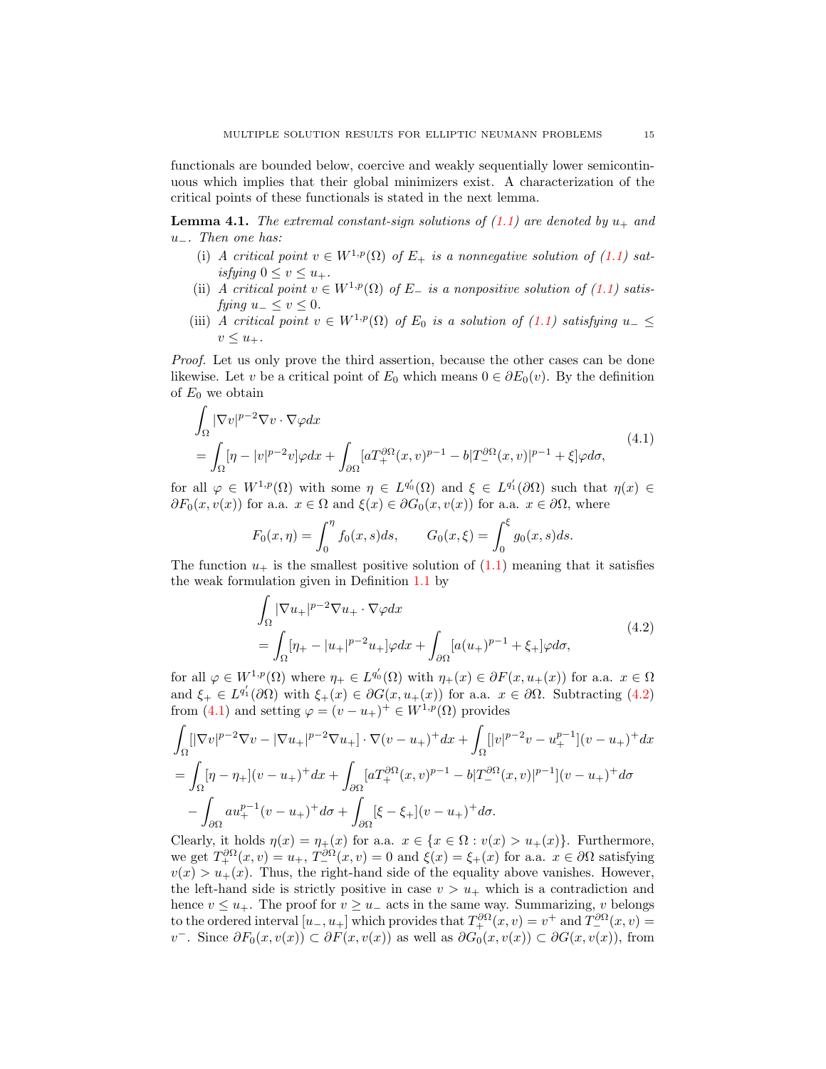functionals are bounded below, coercive and weakly sequentially lower semicontinuous which implies that their global minimizers exist. A characterization of the critical points of these functionals is stated in the next lemma.

**Lemma 4.1.** *The extremal constant-sign solutions of (1.1) are denoted by $u_+$ and $u_-$. Then one has:*

(i) *A critical point $v \in W^{1,p}(\Omega)$ of $E_+$ is a nonnegative solution of (1.1) satisfying $0 \leq v \leq u_+$.*

(ii) *A critical point $v \in W^{1,p}(\Omega)$ of $E_-$ is a nonpositive solution of (1.1) satisfying $u_- \leq v \leq 0$.*

(iii) *A critical point $v \in W^{1,p}(\Omega)$ of $E_0$ is a solution of (1.1) satisfying $u_- \leq v \leq u_+$.*

*Proof.* Let us only prove the third assertion, because the other cases can be done likewise. Let $v$ be a critical point of $E_0$ which means $0 \in \partial E_0(v)$. By the definition of $E_0$ we obtain

$$
\begin{aligned}
&\int_\Omega |\nabla v|^{p-2}\nabla v \cdot \nabla \varphi dx \\
&= \int_\Omega [\eta - |v|^{p-2}v]\varphi dx + \int_{\partial\Omega} [aT_+^{\partial\Omega}(x,v)^{p-1} - b|T_-^{\partial\Omega}(x,v)|^{p-1} + \xi]\varphi d\sigma,
\end{aligned}
\tag{4.1}
$$

for all $\varphi \in W^{1,p}(\Omega)$ with some $\eta \in L^{q_0'}(\Omega)$ and $\xi \in L^{q_1'}(\partial\Omega)$ such that $\eta(x) \in \partial F_0(x, v(x))$ for a.a. $x \in \Omega$ and $\xi(x) \in \partial G_0(x, v(x))$ for a.a. $x \in \partial\Omega$, where

$$
F_0(x,\eta) = \int_0^\eta f_0(x,s)ds, \qquad G_0(x,\xi) = \int_0^\xi g_0(x,s)ds.
$$

The function $u_+$ is the smallest positive solution of (1.1) meaning that it satisfies the weak formulation given in Definition 1.1 by

$$
\begin{aligned}
&\int_\Omega |\nabla u_+|^{p-2}\nabla u_+ \cdot \nabla \varphi dx \\
&= \int_\Omega [\eta_+ - |u_+|^{p-2}u_+]\varphi dx + \int_{\partial\Omega} [a(u_+)^{p-1} + \xi_+]\varphi d\sigma,
\end{aligned}
\tag{4.2}
$$

for all $\varphi \in W^{1,p}(\Omega)$ where $\eta_+ \in L^{q_0'}(\Omega)$ with $\eta_+(x) \in \partial F(x, u_+(x))$ for a.a. $x \in \Omega$ and $\xi_+ \in L^{q_1'}(\partial\Omega)$ with $\xi_+(x) \in \partial G(x, u_+(x))$ for a.a. $x \in \partial\Omega$. Subtracting (4.2) from (4.1) and setting $\varphi = (v - u_+)^+ \in W^{1,p}(\Omega)$ provides

$$
\begin{aligned}
&\int_\Omega [|\nabla v|^{p-2}\nabla v - |\nabla u_+|^{p-2}\nabla u_+] \cdot \nabla (v-u_+)^+ dx + \int_\Omega [|v|^{p-2}v - u_+^{p-1}](v-u_+)^+ dx \\
&= \int_\Omega [\eta - \eta_+](v-u_+)^+ dx + \int_{\partial\Omega} [aT_+^{\partial\Omega}(x,v)^{p-1} - b|T_-^{\partial\Omega}(x,v)|^{p-1}](v-u_+)^+ d\sigma \\
&\quad - \int_{\partial\Omega} a u_+^{p-1}(v-u_+)^+ d\sigma + \int_{\partial\Omega} [\xi - \xi_+](v-u_+)^+ d\sigma.
\end{aligned}
$$

Clearly, it holds $\eta(x) = \eta_+(x)$ for a.a. $x \in \{x \in \Omega : v(x) > u_+(x)\}$. Furthermore, we get $T_+^{\partial\Omega}(x,v) = u_+$, $T_-^{\partial\Omega}(x,v) = 0$ and $\xi(x) = \xi_+(x)$ for a.a. $x \in \partial\Omega$ satisfying $v(x) > u_+(x)$. Thus, the right-hand side of the equality above vanishes. However, the left-hand side is strictly positive in case $v > u_+$ which is a contradiction and hence $v \leq u_+$. The proof for $v \geq u_-$ acts in the same way. Summarizing, $v$ belongs to the ordered interval $[u_-, u_+]$ which provides that $T_+^{\partial\Omega}(x,v) = v^+$ and $T_-^{\partial\Omega}(x,v) = v^-$. Since $\partial F_0(x, v(x)) \subset \partial F(x, v(x))$ as well as $\partial G_0(x, v(x)) \subset \partial G(x, v(x))$, from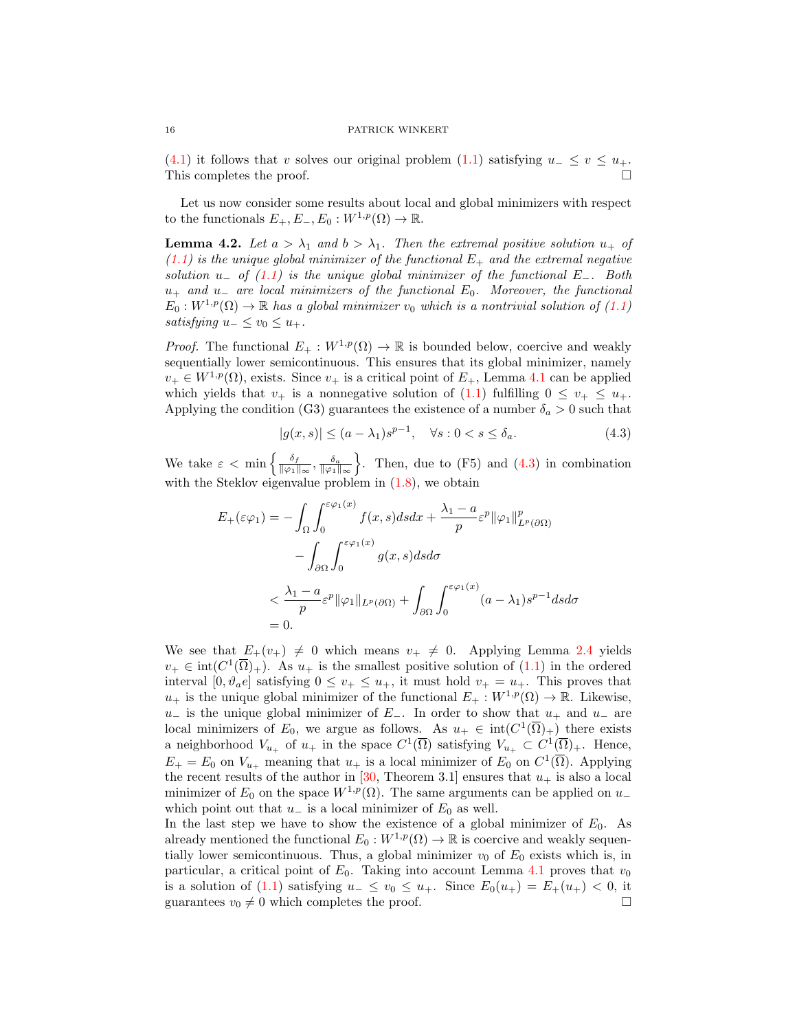(4.1) it follows that $v$ solves our original problem (1.1) satisfying $u_- \le v \le u_+$. This completes the proof. $\square$

Let us now consider some results about local and global minimizers with respect to the functionals $E_+, E_-, E_0 : W^{1,p}(\Omega) \to \mathbb{R}$.

**Lemma 4.2.** *Let $a > \lambda_1$ and $b > \lambda_1$. Then the extremal positive solution $u_+$ of (1.1) is the unique global minimizer of the functional $E_+$ and the extremal negative solution $u_-$ of (1.1) is the unique global minimizer of the functional $E_-$. Both $u_+$ and $u_-$ are local minimizers of the functional $E_0$. Moreover, the functional $E_0 : W^{1,p}(\Omega) \to \mathbb{R}$ has a global minimizer $v_0$ which is a nontrivial solution of (1.1) satisfying $u_- \le v_0 \le u_+$.*

*Proof.* The functional $E_+ : W^{1,p}(\Omega) \to \mathbb{R}$ is bounded below, coercive and weakly sequentially lower semicontinuous. This ensures that its global minimizer, namely $v_+ \in W^{1,p}(\Omega)$, exists. Since $v_+$ is a critical point of $E_+$, Lemma 4.1 can be applied which yields that $v_+$ is a nonnegative solution of (1.1) fulfilling $0 \le v_+ \le u_+$. Applying the condition (G3) guarantees the existence of a number $\delta_a > 0$ such that

$$|g(x,s)| \le (a - \lambda_1)s^{p-1}, \quad \forall s : 0 < s \le \delta_a. \tag{4.3}$$

We take $\varepsilon < \min\left\{\frac{\delta_f}{\|\varphi_1\|_\infty}, \frac{\delta_a}{\|\varphi_1\|_\infty}\right\}$. Then, due to (F5) and (4.3) in combination with the Steklov eigenvalue problem in (1.8), we obtain

$$\begin{aligned}
E_+(\varepsilon\varphi_1) &= -\int_\Omega \int_0^{\varepsilon\varphi_1(x)} f(x,s)dsdx + \frac{\lambda_1 - a}{p}\varepsilon^p \|\varphi_1\|^p_{L^p(\partial\Omega)} \\
&\quad - \int_{\partial\Omega} \int_0^{\varepsilon\varphi_1(x)} g(x,s)dsd\sigma \\
&< \frac{\lambda_1 - a}{p}\varepsilon^p \|\varphi_1\|_{L^p(\partial\Omega)} + \int_{\partial\Omega} \int_0^{\varepsilon\varphi_1(x)} (a - \lambda_1)s^{p-1}dsd\sigma \\
&= 0.
\end{aligned}$$

We see that $E_+(v_+) \neq 0$ which means $v_+ \neq 0$. Applying Lemma 2.4 yields $v_+ \in \operatorname{int}(C^1(\overline{\Omega})_+)$. As $u_+$ is the smallest positive solution of (1.1) in the ordered interval $[0, \vartheta_a e]$ satisfying $0 \le v_+ \le u_+$, it must hold $v_+ = u_+$. This proves that $u_+$ is the unique global minimizer of the functional $E_+ : W^{1,p}(\Omega) \to \mathbb{R}$. Likewise, $u_-$ is the unique global minimizer of $E_-$. In order to show that $u_+$ and $u_-$ are local minimizers of $E_0$, we argue as follows. As $u_+ \in \operatorname{int}(C^1(\overline{\Omega})_+)$ there exists a neighborhood $V_{u_+}$ of $u_+$ in the space $C^1(\overline{\Omega})$ satisfying $V_{u_+} \subset C^1(\overline{\Omega})_+$. Hence, $E_+ = E_0$ on $V_{u_+}$ meaning that $u_+$ is a local minimizer of $E_0$ on $C^1(\overline{\Omega})$. Applying the recent results of the author in [30, Theorem 3.1] ensures that $u_+$ is also a local minimizer of $E_0$ on the space $W^{1,p}(\Omega)$. The same arguments can be applied on $u_-$ which point out that $u_-$ is a local minimizer of $E_0$ as well.

In the last step we have to show the existence of a global minimizer of $E_0$. As already mentioned the functional $E_0 : W^{1,p}(\Omega) \to \mathbb{R}$ is coercive and weakly sequentially lower semicontinuous. Thus, a global minimizer $v_0$ of $E_0$ exists which is, in particular, a critical point of $E_0$. Taking into account Lemma 4.1 proves that $v_0$ is a solution of (1.1) satisfying $u_- \le v_0 \le u_+$. Since $E_0(u_+) = E_+(u_+) < 0$, it guarantees $v_0 \neq 0$ which completes the proof. $\square$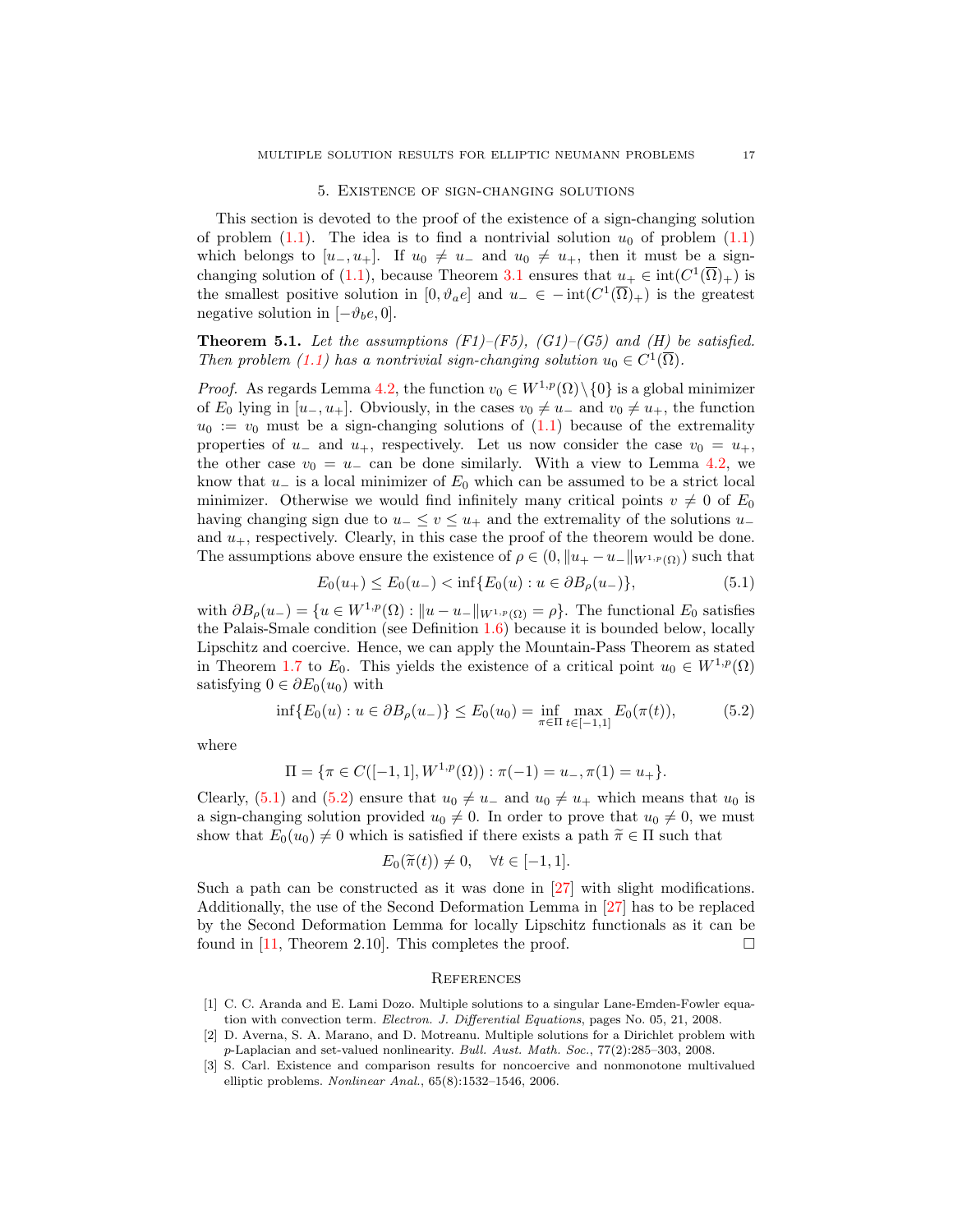## 5. Existence of sign-changing solutions

This section is devoted to the proof of the existence of a sign-changing solution of problem (1.1). The idea is to find a nontrivial solution $u_0$ of problem (1.1) which belongs to $[u_-, u_+]$. If $u_0 \neq u_-$ and $u_0 \neq u_+$, then it must be a sign-changing solution of (1.1), because Theorem 3.1 ensures that $u_+ \in \operatorname{int}(C^1(\overline{\Omega})_+)$ is the smallest positive solution in $[0, \vartheta_a e]$ and $u_- \in -\operatorname{int}(C^1(\overline{\Omega})_+)$ is the greatest negative solution in $[-\vartheta_b e, 0]$.

**Theorem 5.1.** *Let the assumptions (F1)–(F5), (G1)–(G5) and (H) be satisfied. Then problem (1.1) has a nontrivial sign-changing solution $u_0 \in C^1(\overline{\Omega})$.*

*Proof.* As regards Lemma 4.2, the function $v_0 \in W^{1,p}(\Omega) \setminus \{0\}$ is a global minimizer of $E_0$ lying in $[u_-, u_+]$. Obviously, in the cases $v_0 \neq u_-$ and $v_0 \neq u_+$, the function $u_0 := v_0$ must be a sign-changing solutions of (1.1) because of the extremality properties of $u_-$ and $u_+$, respectively. Let us now consider the case $v_0 = u_+$, the other case $v_0 = u_-$ can be done similarly. With a view to Lemma 4.2, we know that $u_-$ is a local minimizer of $E_0$ which can be assumed to be a strict local minimizer. Otherwise we would find infinitely many critical points $v \neq 0$ of $E_0$ having changing sign due to $u_- \leq v \leq u_+$ and the extremality of the solutions $u_-$ and $u_+$, respectively. Clearly, in this case the proof of the theorem would be done. The assumptions above ensure the existence of $\rho \in (0, \|u_+ - u_-\|_{W^{1,p}(\Omega)})$ such that

$$E_0(u_+) \leq E_0(u_-) < \inf\{E_0(u) : u \in \partial B_\rho(u_-)\}, \tag{5.1}$$

with $\partial B_\rho(u_-) = \{u \in W^{1,p}(\Omega) : \|u - u_-\|_{W^{1,p}(\Omega)} = \rho\}$. The functional $E_0$ satisfies the Palais-Smale condition (see Definition 1.6) because it is bounded below, locally Lipschitz and coercive. Hence, we can apply the Mountain-Pass Theorem as stated in Theorem 1.7 to $E_0$. This yields the existence of a critical point $u_0 \in W^{1,p}(\Omega)$ satisfying $0 \in \partial E_0(u_0)$ with

$$\inf\{E_0(u) : u \in \partial B_\rho(u_-)\} \leq E_0(u_0) = \inf_{\pi \in \Pi} \max_{t \in [-1,1]} E_0(\pi(t)), \tag{5.2}$$

where

$$\Pi = \{\pi \in C([-1,1], W^{1,p}(\Omega)) : \pi(-1) = u_-, \pi(1) = u_+\}.$$

Clearly, (5.1) and (5.2) ensure that $u_0 \neq u_-$ and $u_0 \neq u_+$ which means that $u_0$ is a sign-changing solution provided $u_0 \neq 0$. In order to prove that $u_0 \neq 0$, we must show that $E_0(u_0) \neq 0$ which is satisfied if there exists a path $\widetilde{\pi} \in \Pi$ such that

$$E_0(\widetilde{\pi}(t)) \neq 0, \quad \forall t \in [-1, 1].$$

Such a path can be constructed as it was done in [27] with slight modifications. Additionally, the use of the Second Deformation Lemma in [27] has to be replaced by the Second Deformation Lemma for locally Lipschitz functionals as it can be found in [11, Theorem 2.10]. This completes the proof. □

## References

[1] C. C. Aranda and E. Lami Dozo. Multiple solutions to a singular Lane-Emden-Fowler equation with convection term. *Electron. J. Differential Equations*, pages No. 05, 21, 2008.

[2] D. Averna, S. A. Marano, and D. Motreanu. Multiple solutions for a Dirichlet problem with $p$-Laplacian and set-valued nonlinearity. *Bull. Aust. Math. Soc.*, 77(2):285–303, 2008.

[3] S. Carl. Existence and comparison results for noncoercive and nonmonotone multivalued elliptic problems. *Nonlinear Anal.*, 65(8):1532–1546, 2006.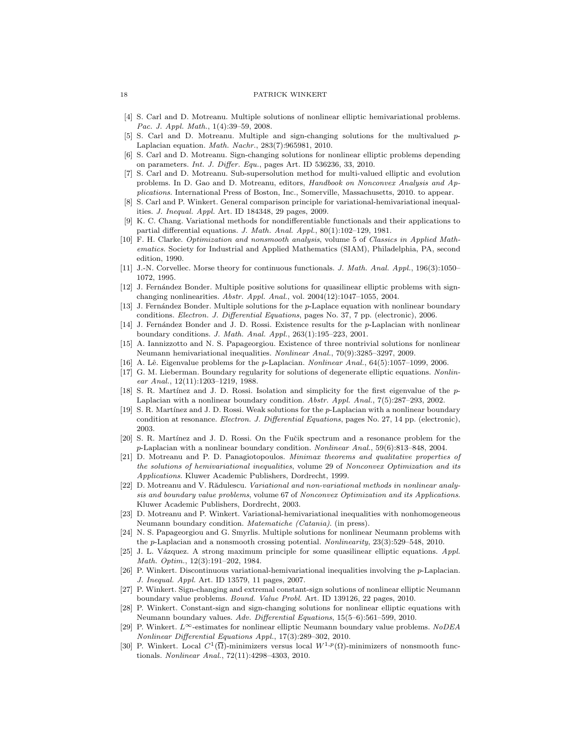[4] S. Carl and D. Motreanu. Multiple solutions of nonlinear elliptic hemivariational problems. *Pac. J. Appl. Math.*, 1(4):39–59, 2008.

[5] S. Carl and D. Motreanu. Multiple and sign-changing solutions for the multivalued $p$-Laplacian equation. *Math. Nachr.*, 283(7):965981, 2010.

[6] S. Carl and D. Motreanu. Sign-changing solutions for nonlinear elliptic problems depending on parameters. *Int. J. Differ. Equ.*, pages Art. ID 536236, 33, 2010.

[7] S. Carl and D. Motreanu. Sub-supersolution method for multi-valued elliptic and evolution problems. In D. Gao and D. Motreanu, editors, *Handbook on Nonconvex Analysis and Applications*. International Press of Boston, Inc., Somerville, Massachusetts, 2010. to appear.

[8] S. Carl and P. Winkert. General comparison principle for variational-hemivariational inequalities. *J. Inequal. Appl.* Art. ID 184348, 29 pages, 2009.

[9] K. C. Chang. Variational methods for nondifferentiable functionals and their applications to partial differential equations. *J. Math. Anal. Appl.*, 80(1):102–129, 1981.

[10] F. H. Clarke. *Optimization and nonsmooth analysis*, volume 5 of *Classics in Applied Mathematics*. Society for Industrial and Applied Mathematics (SIAM), Philadelphia, PA, second edition, 1990.

[11] J.-N. Corvellec. Morse theory for continuous functionals. *J. Math. Anal. Appl.*, 196(3):1050–1072, 1995.

[12] J. Fernández Bonder. Multiple positive solutions for quasilinear elliptic problems with sign-changing nonlinearities. *Abstr. Appl. Anal.*, vol. 2004(12):1047–1055, 2004.

[13] J. Fernández Bonder. Multiple solutions for the $p$-Laplace equation with nonlinear boundary conditions. *Electron. J. Differential Equations*, pages No. 37, 7 pp. (electronic), 2006.

[14] J. Fernández Bonder and J. D. Rossi. Existence results for the $p$-Laplacian with nonlinear boundary conditions. *J. Math. Anal. Appl.*, 263(1):195–223, 2001.

[15] A. Iannizzotto and N. S. Papageorgiou. Existence of three nontrivial solutions for nonlinear Neumann hemivariational inequalities. *Nonlinear Anal.*, 70(9):3285–3297, 2009.

[16] A. Lê. Eigenvalue problems for the $p$-Laplacian. *Nonlinear Anal.*, 64(5):1057–1099, 2006.

[17] G. M. Lieberman. Boundary regularity for solutions of degenerate elliptic equations. *Nonlinear Anal.*, 12(11):1203–1219, 1988.

[18] S. R. Martínez and J. D. Rossi. Isolation and simplicity for the first eigenvalue of the $p$-Laplacian with a nonlinear boundary condition. *Abstr. Appl. Anal.*, 7(5):287–293, 2002.

[19] S. R. Martínez and J. D. Rossi. Weak solutions for the $p$-Laplacian with a nonlinear boundary condition at resonance. *Electron. J. Differential Equations*, pages No. 27, 14 pp. (electronic), 2003.

[20] S. R. Martínez and J. D. Rossi. On the Fučik spectrum and a resonance problem for the $p$-Laplacian with a nonlinear boundary condition. *Nonlinear Anal.*, 59(6):813–848, 2004.

[21] D. Motreanu and P. D. Panagiotopoulos. *Minimax theorems and qualitative properties of the solutions of hemivariational inequalities*, volume 29 of *Nonconvex Optimization and its Applications*. Kluwer Academic Publishers, Dordrecht, 1999.

[22] D. Motreanu and V. Rădulescu. *Variational and non-variational methods in nonlinear analysis and boundary value problems*, volume 67 of *Nonconvex Optimization and its Applications*. Kluwer Academic Publishers, Dordrecht, 2003.

[23] D. Motreanu and P. Winkert. Variational-hemivariational inequalities with nonhomogeneous Neumann boundary condition. *Matematiche (Catania).* (in press).

[24] N. S. Papageorgiou and G. Smyrlis. Multiple solutions for nonlinear Neumann problems with the $p$-Laplacian and a nonsmooth crossing potential. *Nonlinearity*, 23(3):529–548, 2010.

[25] J. L. Vázquez. A strong maximum principle for some quasilinear elliptic equations. *Appl. Math. Optim.*, 12(3):191–202, 1984.

[26] P. Winkert. Discontinuous variational-hemivariational inequalities involving the $p$-Laplacian. *J. Inequal. Appl.* Art. ID 13579, 11 pages, 2007.

[27] P. Winkert. Sign-changing and extremal constant-sign solutions of nonlinear elliptic Neumann boundary value problems. *Bound. Value Probl.* Art. ID 139126, 22 pages, 2010.

[28] P. Winkert. Constant-sign and sign-changing solutions for nonlinear elliptic equations with Neumann boundary values. *Adv. Differential Equations*, 15(5–6):561–599, 2010.

[29] P. Winkert. $L^\infty$-estimates for nonlinear elliptic Neumann boundary value problems. *NoDEA Nonlinear Differential Equations Appl.*, 17(3):289–302, 2010.

[30] P. Winkert. Local $C^1(\overline{\Omega})$-minimizers versus local $W^{1,p}(\Omega)$-minimizers of nonsmooth functionals. *Nonlinear Anal.*, 72(11):4298–4303, 2010.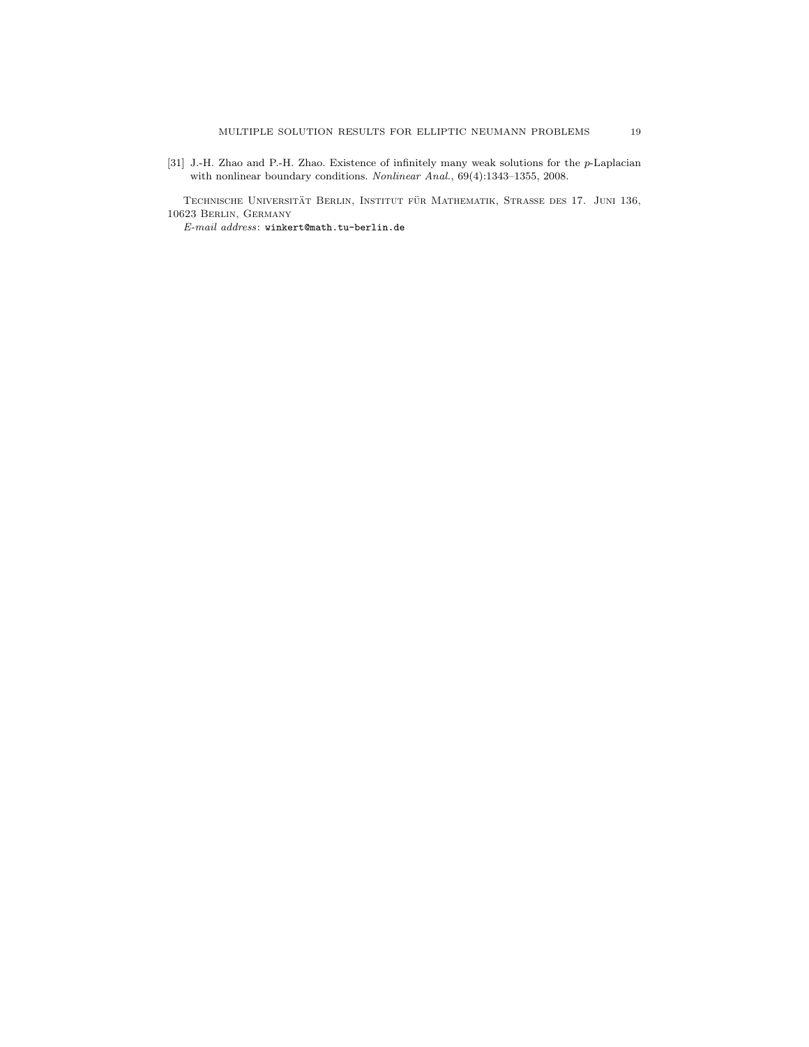[31] J.-H. Zhao and P.-H. Zhao. Existence of infinitely many weak solutions for the $p$-Laplacian with nonlinear boundary conditions. *Nonlinear Anal.*, 69(4):1343–1355, 2008.

Technische Universität Berlin, Institut für Mathematik, Strasse des 17. Juni 136, 10623 Berlin, Germany

*E-mail address*: `winkert@math.tu-berlin.de`